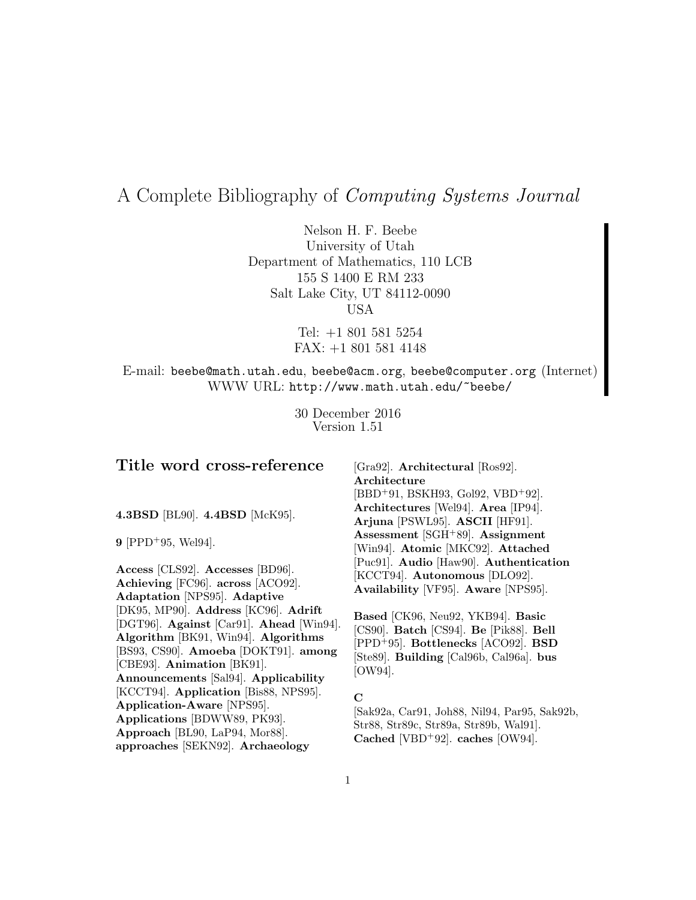# A Complete Bibliography of *Computing Systems Journal*

Nelson H. F. Beebe
University of Utah
Department of Mathematics, 110 LCB
155 S 1400 E RM 233
Salt Lake City, UT 84112-0090
USA

Tel: +1 801 581 5254
FAX: +1 801 581 4148

E-mail: `beebe@math.utah.edu`, `beebe@acm.org`, `beebe@computer.org` (Internet)
WWW URL: `http://www.math.utah.edu/~beebe/`

30 December 2016
Version 1.51

## Title word cross-reference

**4.3BSD** [BL90]. **4.4BSD** [McK95].

**9** [PPD+95, Wel94].

**Access** [CLS92]. **Accesses** [BD96]. **Achieving** [FC96]. **across** [ACO92]. **Adaptation** [NPS95]. **Adaptive** [DK95, MP90]. **Address** [KC96]. **Adrift** [DGT96]. **Against** [Car91]. **Ahead** [Win94]. **Algorithm** [BK91, Win94]. **Algorithms** [BS93, CS90]. **Amoeba** [DOKT91]. **among** [CBE93]. **Animation** [BK91]. **Announcements** [Sal94]. **Applicability** [KCCT94]. **Application** [Bis88, NPS95]. **Application-Aware** [NPS95]. **Applications** [BDWW89, PK93]. **Approach** [BL90, LaP94, Mor88]. **approaches** [SEKN92]. **Archaeology** [Gra92]. **Architectural** [Ros92]. **Architecture** [BBD+91, BSKH93, Gol92, VBD+92]. **Architectures** [Wel94]. **Area** [IP94]. **Arjuna** [PSWL95]. **ASCII** [HF91]. **Assessment** [SGH+89]. **Assignment** [Win94]. **Atomic** [MKC92]. **Attached** [Puc91]. **Audio** [Haw90]. **Authentication** [KCCT94]. **Autonomous** [DLO92]. **Availability** [VF95]. **Aware** [NPS95].

**Based** [CK96, Neu92, YKB94]. **Basic** [CS90]. **Batch** [CS94]. **Be** [Pik88]. **Bell** [PPD+95]. **Bottlenecks** [ACO92]. **BSD** [Ste89]. **Building** [Cal96b, Cal96a]. **bus** [OW94].

**C** [Sak92a, Car91, Joh88, Nil94, Par95, Sak92b, Str88, Str89c, Str89a, Str89b, Wal91]. **Cached** [VBD+92]. **caches** [OW94].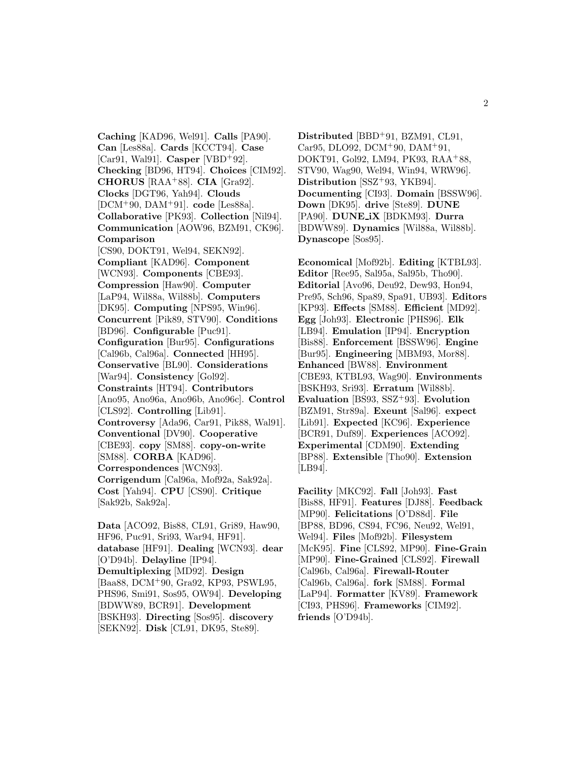**Caching** [KAD96, Wel91]. **Calls** [PA90]. **Can** [Les88a]. **Cards** [KCCT94]. **Case** [Car91, Wal91]. **Casper** [VBD+92]. **Checking** [BD96, HT94]. **Choices** [CIM92]. **CHORUS** [RAA+88]. **CIA** [Gra92]. **Clocks** [DGT96, Yah94]. **Clouds** [DCM+90, DAM+91]. **code** [Les88a]. **Collaborative** [PK93]. **Collection** [Nil94]. **Communication** [AOW96, BZM91, CK96]. **Comparison** [CS90, DOKT91, Wel94, SEKN92]. **Compliant** [KAD96]. **Component** [WCN93]. **Components** [CBE93]. **Compression** [Haw90]. **Computer** [LaP94, Wil88a, Wil88b]. **Computers** [DK95]. **Computing** [NPS95, Win96]. **Concurrent** [Pik89, STV90]. **Conditions** [BD96]. **Configurable** [Puc91]. **Configuration** [Bur95]. **Configurations** [Cal96b, Cal96a]. **Connected** [HH95]. **Conservative** [BL90]. **Considerations** [War94]. **Consistency** [Gol92]. **Constraints** [HT94]. **Contributors** [Ano95, Ano96a, Ano96b, Ano96c]. **Control** [CLS92]. **Controlling** [Lib91]. **Controversy** [Ada96, Car91, Pik88, Wal91]. **Conventional** [DV90]. **Cooperative** [CBE93]. **copy** [SM88]. **copy-on-write** [SM88]. **CORBA** [KAD96]. **Correspondences** [WCN93]. **Corrigendum** [Cal96a, Mof92a, Sak92a]. **Cost** [Yah94]. **CPU** [CS90]. **Critique** [Sak92b, Sak92a].

**Data** [ACO92, Bis88, CL91, Gri89, Haw90, HF96, Puc91, Sri93, War94, HF91]. **database** [HF91]. **Dealing** [WCN93]. **dear** [O'D94b]. **Delayline** [IP94]. **Demultiplexing** [MD92]. **Design** [Baa88, DCM+90, Gra92, KP93, PSWL95, PHS96, Smi91, Sos95, OW94]. **Developing** [BDWW89, BCR91]. **Development** [BSKH93]. **Directing** [Sos95]. **discovery** [SEKN92]. **Disk** [CL91, DK95, Ste89].

**Distributed** [BBD+91, BZM91, CL91, Car95, DLO92, DCM+90, DAM+91, DOKT91, Gol92, LM94, PK93, RAA+88, STV90, Wag90, Wel94, Win94, WRW96]. **Distribution** [SSZ+93, YKB94]. **Documenting** [CI93]. **Domain** [BSSW96]. **Down** [DK95]. **drive** [Ste89]. **DUNE** [PA90]. **DUNE_iX** [BDKM93]. **Durra** [BDWW89]. **Dynamics** [Wil88a, Wil88b]. **Dynascope** [Sos95].

**Economical** [Mof92b]. **Editing** [KTBL93]. **Editor** [Ree95, Sal95a, Sal95b, Tho90]. **Editorial** [Avo96, Deu92, Dew93, Hon94, Pre95, Sch96, Spa89, Spa91, UB93]. **Editors** [KP93]. **Effects** [SM88]. **Efficient** [MD92]. **Egg** [Joh93]. **Electronic** [PHS96]. **Elk** [LB94]. **Emulation** [IP94]. **Encryption** [Bis88]. **Enforcement** [BSSW96]. **Engine** [Bur95]. **Engineering** [MBM93, Mor88]. **Enhanced** [BW88]. **Environment** [CBE93, KTBL93, Wag90]. **Environments** [BSKH93, Sri93]. **Erratum** [Wil88b]. **Evaluation** [BS93, SSZ+93]. **Evolution** [BZM91, Str89a]. **Exeunt** [Sal96]. **expect** [Lib91]. **Expected** [KC96]. **Experience** [BCR91, Duf89]. **Experiences** [ACO92]. **Experimental** [CDM90]. **Extending** [BP88]. **Extensible** [Tho90]. **Extension** [LB94].

**Facility** [MKC92]. **Fall** [Joh93]. **Fast** [Bis88, HF91]. **Features** [DJ88]. **Feedback** [MP90]. **Felicitations** [O'D88d]. **File** [BP88, BD96, CS94, FC96, Neu92, Wel91, Wel94]. **Files** [Mof92b]. **Filesystem** [McK95]. **Fine** [CLS92, MP90]. **Fine-Grain** [MP90]. **Fine-Grained** [CLS92]. **Firewall** [Cal96b, Cal96a]. **Firewall-Router** [Cal96b, Cal96a]. **fork** [SM88]. **Formal** [LaP94]. **Formatter** [KV89]. **Framework** [CI93, PHS96]. **Frameworks** [CIM92]. **friends** [O'D94b].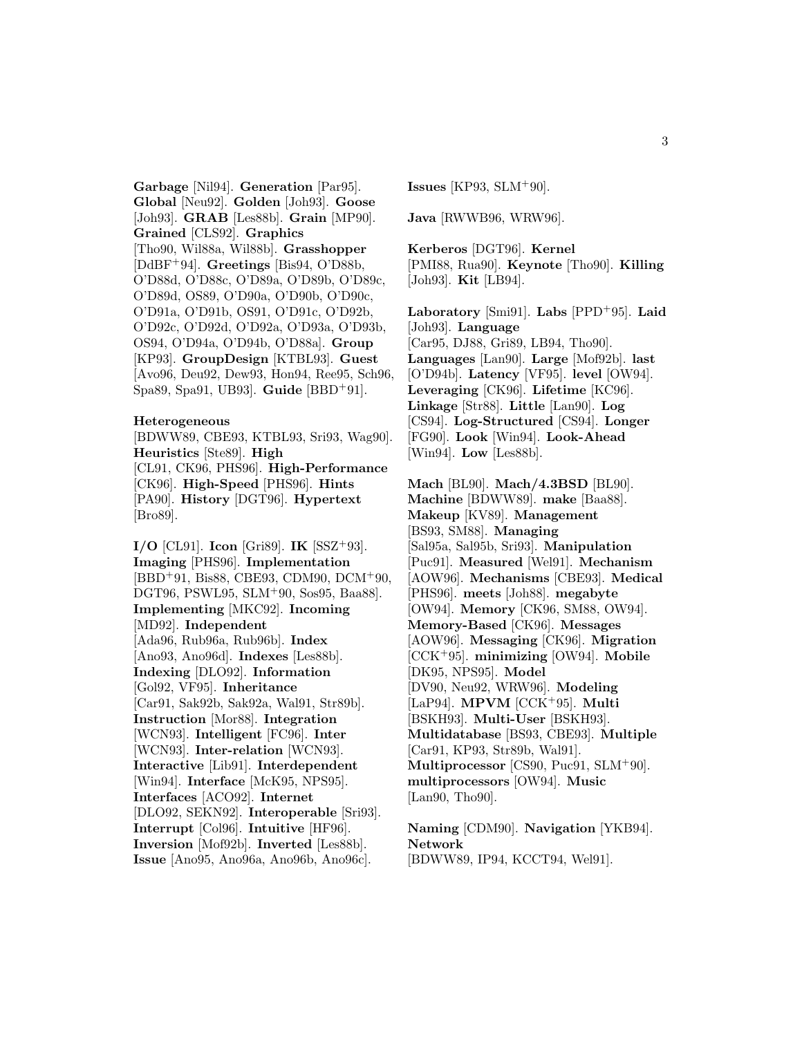**Garbage** [Nil94]. **Generation** [Par95]. **Global** [Neu92]. **Golden** [Joh93]. **Goose** [Joh93]. **GRAB** [Les88b]. **Grain** [MP90]. **Grained** [CLS92]. **Graphics** [Tho90, Wil88a, Wil88b]. **Grasshopper** [DdBF+94]. **Greetings** [Bis94, O'D88b, O'D88d, O'D88c, O'D89a, O'D89b, O'D89c, O'D89d, OS89, O'D90a, O'D90b, O'D90c, O'D91a, O'D91b, OS91, O'D91c, O'D92b, O'D92c, O'D92d, O'D92a, O'D93a, O'D93b, OS94, O'D94a, O'D94b, O'D88a]. **Group** [KP93]. **GroupDesign** [KTBL93]. **Guest** [Avo96, Deu92, Dew93, Hon94, Ree95, Sch96, Spa89, Spa91, UB93]. **Guide** [BBD+91].

**Heterogeneous** [BDWW89, CBE93, KTBL93, Sri93, Wag90]. **Heuristics** [Ste89]. **High** [CL91, CK96, PHS96]. **High-Performance** [CK96]. **High-Speed** [PHS96]. **Hints** [PA90]. **History** [DGT96]. **Hypertext** [Bro89].

**I/O** [CL91]. **Icon** [Gri89]. **IK** [SSZ+93]. **Imaging** [PHS96]. **Implementation** [BBD+91, Bis88, CBE93, CDM90, DCM+90, DGT96, PSWL95, SLM+90, Sos95, Baa88]. **Implementing** [MKC92]. **Incoming** [MD92]. **Independent** [Ada96, Rub96a, Rub96b]. **Index** [Ano93, Ano96d]. **Indexes** [Les88b]. **Indexing** [DLO92]. **Information** [Gol92, VF95]. **Inheritance** [Car91, Sak92b, Sak92a, Wal91, Str89b]. **Instruction** [Mor88]. **Integration** [WCN93]. **Intelligent** [FC96]. **Inter** [WCN93]. **Inter-relation** [WCN93]. **Interactive** [Lib91]. **Interdependent** [Win94]. **Interface** [McK95, NPS95]. **Interfaces** [ACO92]. **Internet** [DLO92, SEKN92]. **Interoperable** [Sri93]. **Interrupt** [Col96]. **Intuitive** [HF96]. **Inversion** [Mof92b]. **Inverted** [Les88b]. **Issue** [Ano95, Ano96a, Ano96b, Ano96c]. **Issues** [KP93, SLM+90].

**Java** [RWWB96, WRW96].

**Kerberos** [DGT96]. **Kernel** [PMI88, Rua90]. **Keynote** [Tho90]. **Killing** [Joh93]. **Kit** [LB94].

**Laboratory** [Smi91]. **Labs** [PPD+95]. **Laid** [Joh93]. **Language** [Car95, DJ88, Gri89, LB94, Tho90]. **Languages** [Lan90]. **Large** [Mof92b]. **last** [O'D94b]. **Latency** [VF95]. **level** [OW94]. **Leveraging** [CK96]. **Lifetime** [KC96]. **Linkage** [Str88]. **Little** [Lan90]. **Log** [CS94]. **Log-Structured** [CS94]. **Longer** [FG90]. **Look** [Win94]. **Look-Ahead** [Win94]. **Low** [Les88b].

**Mach** [BL90]. **Mach/4.3BSD** [BL90]. **Machine** [BDWW89]. **make** [Baa88]. **Makeup** [KV89]. **Management** [BS93, SM88]. **Managing** [Sal95a, Sal95b, Sri93]. **Manipulation** [Puc91]. **Measured** [Wel91]. **Mechanism** [AOW96]. **Mechanisms** [CBE93]. **Medical** [PHS96]. **meets** [Joh88]. **megabyte** [OW94]. **Memory** [CK96, SM88, OW94]. **Memory-Based** [CK96]. **Messages** [AOW96]. **Messaging** [CK96]. **Migration** [CCK+95]. **minimizing** [OW94]. **Mobile** [DK95, NPS95]. **Model** [DV90, Neu92, WRW96]. **Modeling** [LaP94]. **MPVM** [CCK+95]. **Multi** [BSKH93]. **Multi-User** [BSKH93]. **Multidatabase** [BS93, CBE93]. **Multiple** [Car91, KP93, Str89b, Wal91]. **Multiprocessor** [CS90, Puc91, SLM+90]. **multiprocessors** [OW94]. **Music** [Lan90, Tho90].

**Naming** [CDM90]. **Navigation** [YKB94]. **Network** [BDWW89, IP94, KCCT94, Wel91].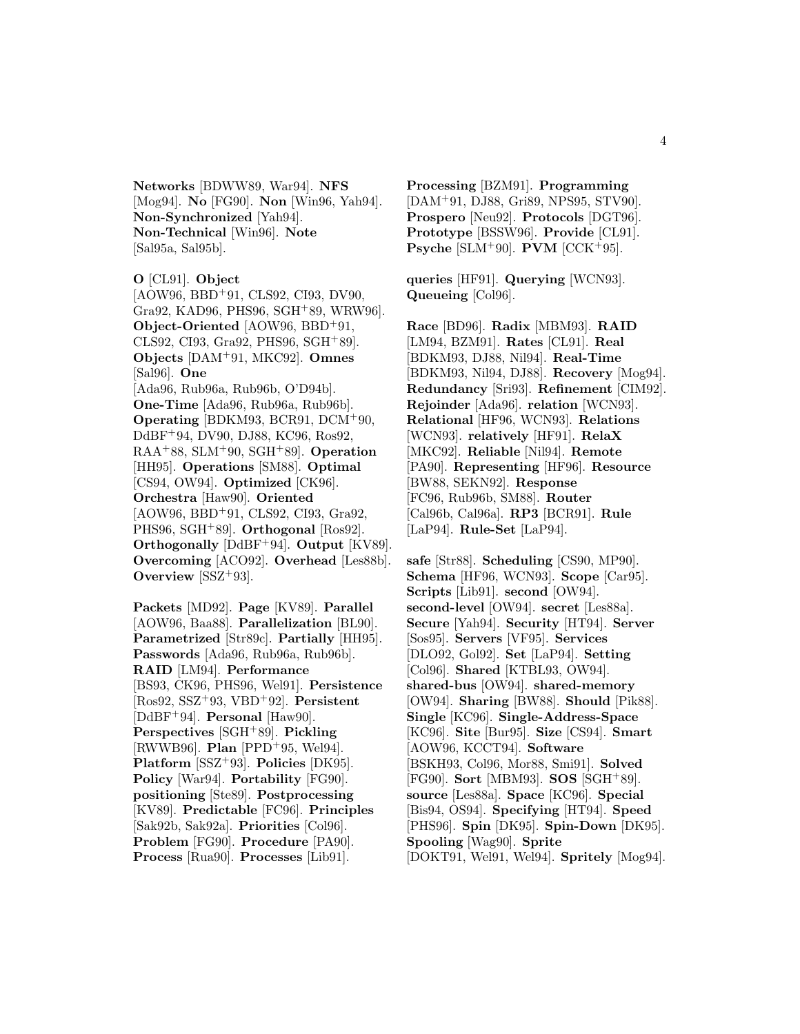**Networks** [BDWW89, War94]. **NFS** [Mog94]. **No** [FG90]. **Non** [Win96, Yah94]. **Non-Synchronized** [Yah94]. **Non-Technical** [Win96]. **Note** [Sal95a, Sal95b].

**O** [CL91]. **Object** [AOW96, BBD+91, CLS92, CI93, DV90, Gra92, KAD96, PHS96, SGH+89, WRW96]. **Object-Oriented** [AOW96, BBD+91, CLS92, CI93, Gra92, PHS96, SGH+89]. **Objects** [DAM+91, MKC92]. **Omnes** [Sal96]. **One** [Ada96, Rub96a, Rub96b, O'D94b]. **One-Time** [Ada96, Rub96a, Rub96b]. **Operating** [BDKM93, BCR91, DCM+90, DdBF+94, DV90, DJ88, KC96, Ros92, RAA+88, SLM+90, SGH+89]. **Operation** [HH95]. **Operations** [SM88]. **Optimal** [CS94, OW94]. **Optimized** [CK96]. **Orchestra** [Haw90]. **Oriented** [AOW96, BBD+91, CLS92, CI93, Gra92, PHS96, SGH+89]. **Orthogonal** [Ros92]. **Orthogonally** [DdBF+94]. **Output** [KV89]. **Overcoming** [ACO92]. **Overhead** [Les88b]. **Overview** [SSZ+93].

**Packets** [MD92]. **Page** [KV89]. **Parallel** [AOW96, Baa88]. **Parallelization** [BL90]. **Parametrized** [Str89c]. **Partially** [HH95]. **Passwords** [Ada96, Rub96a, Rub96b]. **RAID** [LM94]. **Performance** [BS93, CK96, PHS96, Wel91]. **Persistence** [Ros92, SSZ+93, VBD+92]. **Persistent** [DdBF+94]. **Personal** [Haw90]. **Perspectives** [SGH+89]. **Pickling** [RWWB96]. **Plan** [PPD+95, Wel94]. **Platform** [SSZ+93]. **Policies** [DK95]. **Policy** [War94]. **Portability** [FG90]. **positioning** [Ste89]. **Postprocessing** [KV89]. **Predictable** [FC96]. **Principles** [Sak92b, Sak92a]. **Priorities** [Col96]. **Problem** [FG90]. **Procedure** [PA90]. **Process** [Rua90]. **Processes** [Lib91]. **Processing** [BZM91]. **Programming** [DAM+91, DJ88, Gri89, NPS95, STV90]. **Prospero** [Neu92]. **Protocols** [DGT96]. **Prototype** [BSSW96]. **Provide** [CL91]. **Psyche** [SLM+90]. **PVM** [CCK+95].

**queries** [HF91]. **Querying** [WCN93]. **Queueing** [Col96].

**Race** [BD96]. **Radix** [MBM93]. **RAID** [LM94, BZM91]. **Rates** [CL91]. **Real** [BDKM93, DJ88, Nil94]. **Real-Time** [BDKM93, Nil94, DJ88]. **Recovery** [Mog94]. **Redundancy** [Sri93]. **Refinement** [CIM92]. **Rejoinder** [Ada96]. **relation** [WCN93]. **Relational** [HF96, WCN93]. **Relations** [WCN93]. **relatively** [HF91]. **RelaX** [MKC92]. **Reliable** [Nil94]. **Remote** [PA90]. **Representing** [HF96]. **Resource** [BW88, SEKN92]. **Response** [FC96, Rub96b, SM88]. **Router** [Cal96b, Cal96a]. **RP3** [BCR91]. **Rule** [LaP94]. **Rule-Set** [LaP94].

**safe** [Str88]. **Scheduling** [CS90, MP90]. **Schema** [HF96, WCN93]. **Scope** [Car95]. **Scripts** [Lib91]. **second** [OW94]. **second-level** [OW94]. **secret** [Les88a]. **Secure** [Yah94]. **Security** [HT94]. **Server** [Sos95]. **Servers** [VF95]. **Services** [DLO92, Gol92]. **Set** [LaP94]. **Setting** [Col96]. **Shared** [KTBL93, OW94]. **shared-bus** [OW94]. **shared-memory** [OW94]. **Sharing** [BW88]. **Should** [Pik88]. **Single** [KC96]. **Single-Address-Space** [KC96]. **Site** [Bur95]. **Size** [CS94]. **Smart** [AOW96, KCCT94]. **Software** [BSKH93, Col96, Mor88, Smi91]. **Solved** [FG90]. **Sort** [MBM93]. **SOS** [SGH+89]. **source** [Les88a]. **Space** [KC96]. **Special** [Bis94, OS94]. **Specifying** [HT94]. **Speed** [PHS96]. **Spin** [DK95]. **Spin-Down** [DK95]. **Spooling** [Wag90]. **Sprite** [DOKT91, Wel91, Wel94]. **Spritely** [Mog94].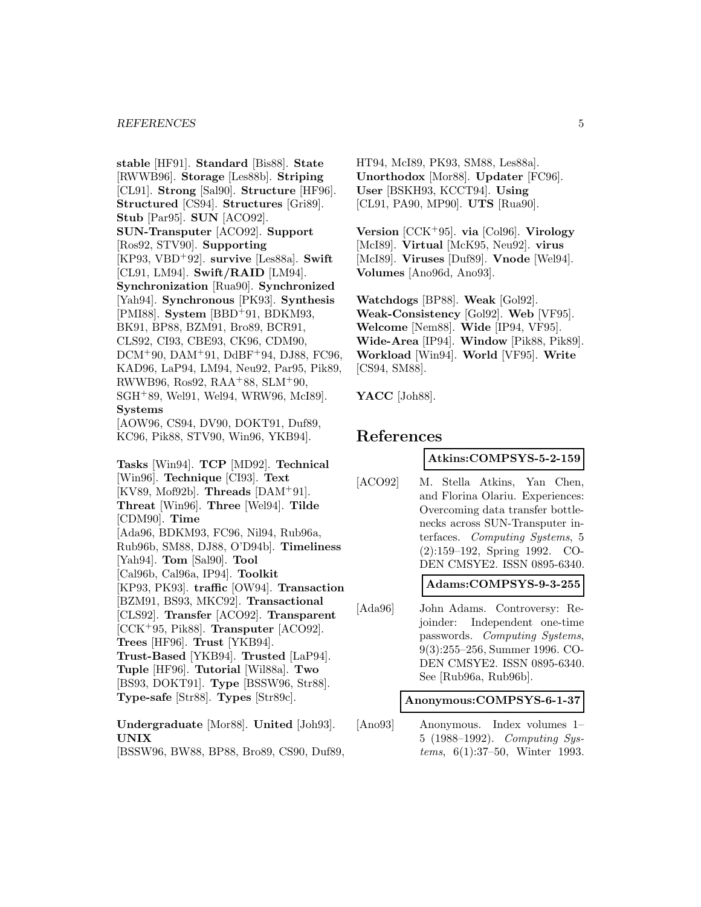**stable** [HF91]. **Standard** [Bis88]. **State** [RWWB96]. **Storage** [Les88b]. **Striping** [CL91]. **Strong** [Sal90]. **Structure** [HF96]. **Structured** [CS94]. **Structures** [Gri89]. **Stub** [Par95]. **SUN** [ACO92]. **SUN-Transputer** [ACO92]. **Support** [Ros92, STV90]. **Supporting** [KP93, VBD+92]. **survive** [Les88a]. **Swift** [CL91, LM94]. **Swift/RAID** [LM94]. **Synchronization** [Rua90]. **Synchronized** [Yah94]. **Synchronous** [PK93]. **Synthesis** [PMI88]. **System** [BBD+91, BDKM93, BK91, BP88, BZM91, Bro89, BCR91, CLS92, CI93, CBE93, CK96, CDM90, DCM+90, DAM+91, DdBF+94, DJ88, FC96, KAD96, LaP94, LM94, Neu92, Par95, Pik89, RWWB96, Ros92, RAA+88, SLM+90, SGH+89, Wel91, Wel94, WRW96, McI89]. **Systems** [AOW96, CS94, DV90, DOKT91, Duf89, KC96, Pik88, STV90, Win96, YKB94].

**Tasks** [Win94]. **TCP** [MD92]. **Technical** [Win96]. **Technique** [CI93]. **Text** [KV89, Mof92b]. **Threads** [DAM+91]. **Threat** [Win96]. **Three** [Wel94]. **Tilde** [CDM90]. **Time** [Ada96, BDKM93, FC96, Nil94, Rub96a, Rub96b, SM88, DJ88, O'D94b]. **Timeliness** [Yah94]. **Tom** [Sal90]. **Tool** [Cal96b, Cal96a, IP94]. **Toolkit** [KP93, PK93]. **traffic** [OW94]. **Transaction** [BZM91, BS93, MKC92]. **Transactional** [CLS92]. **Transfer** [ACO92]. **Transparent** [CCK+95, Pik88]. **Transputer** [ACO92]. **Trees** [HF96]. **Trust** [YKB94]. **Trust-Based** [YKB94]. **Trusted** [LaP94]. **Tuple** [HF96]. **Tutorial** [Wil88a]. **Two** [BS93, DOKT91]. **Type** [BSSW96, Str88]. **Type-safe** [Str88]. **Types** [Str89c].

**Undergraduate** [Mor88]. **United** [Joh93]. **UNIX** [BSSW96, BW88, BP88, Bro89, CS90, Duf89, HT94, McI89, PK93, SM88, Les88a]. **Unorthodox** [Mor88]. **Updater** [FC96]. **User** [BSKH93, KCCT94]. **Using** [CL91, PA90, MP90]. **UTS** [Rua90].

**Version** [CCK+95]. **via** [Col96]. **Virology** [McI89]. **Virtual** [McK95, Neu92]. **virus** [McI89]. **Viruses** [Duf89]. **Vnode** [Wel94]. **Volumes** [Ano96d, Ano93].

**Watchdogs** [BP88]. **Weak** [Gol92]. **Weak-Consistency** [Gol92]. **Web** [VF95]. **Welcome** [Nem88]. **Wide** [IP94, VF95]. **Wide-Area** [IP94]. **Window** [Pik88, Pik89]. **Workload** [Win94]. **World** [VF95]. **Write** [CS94, SM88].

**YACC** [Joh88].

# References

**Atkins:COMPSYS-5-2-159**

[ACO92] M. Stella Atkins, Yan Chen, and Florina Olariu. Experiences: Overcoming data transfer bottlenecks across SUN-Transputer interfaces. *Computing Systems*, 5 (2):159–192, Spring 1992. CODEN CMSYE2. ISSN 0895-6340.

**Adams:COMPSYS-9-3-255**

[Ada96] John Adams. Controversy: Rejoinder: Independent one-time passwords. *Computing Systems*, 9(3):255–256, Summer 1996. CODEN CMSYE2. ISSN 0895-6340. See [Rub96a, Rub96b].

**Anonymous:COMPSYS-6-1-37**

[Ano93] Anonymous. Index volumes 1–5 (1988–1992). *Computing Systems*, 6(1):37–50, Winter 1993.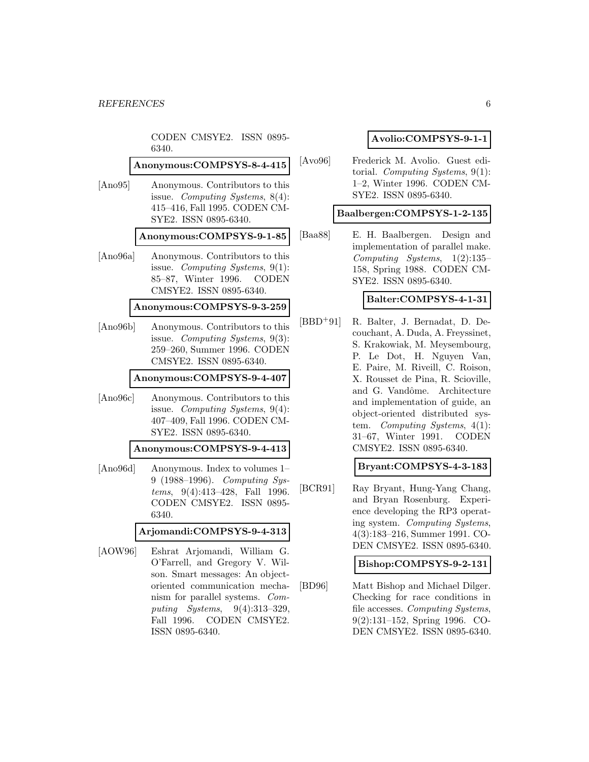CODEN CMSYE2. ISSN 0895-6340.

**Anonymous:COMPSYS-8-4-415**

[Ano95] Anonymous. Contributors to this issue. *Computing Systems*, 8(4): 415–416, Fall 1995. CODEN CMSYE2. ISSN 0895-6340.

**Anonymous:COMPSYS-9-1-85**

[Ano96a] Anonymous. Contributors to this issue. *Computing Systems*, 9(1): 85–87, Winter 1996. CODEN CMSYE2. ISSN 0895-6340.

**Anonymous:COMPSYS-9-3-259**

[Ano96b] Anonymous. Contributors to this issue. *Computing Systems*, 9(3): 259–260, Summer 1996. CODEN CMSYE2. ISSN 0895-6340.

**Anonymous:COMPSYS-9-4-407**

[Ano96c] Anonymous. Contributors to this issue. *Computing Systems*, 9(4): 407–409, Fall 1996. CODEN CMSYE2. ISSN 0895-6340.

**Anonymous:COMPSYS-9-4-413**

[Ano96d] Anonymous. Index to volumes 1–9 (1988–1996). *Computing Systems*, 9(4):413–428, Fall 1996. CODEN CMSYE2. ISSN 0895-6340.

**Arjomandi:COMPSYS-9-4-313**

[AOW96] Eshrat Arjomandi, William G. O'Farrell, and Gregory V. Wilson. Smart messages: An object-oriented communication mechanism for parallel systems. *Computing Systems*, 9(4):313–329, Fall 1996. CODEN CMSYE2. ISSN 0895-6340.

**Avolio:COMPSYS-9-1-1**

[Avo96] Frederick M. Avolio. Guest editorial. *Computing Systems*, 9(1): 1–2, Winter 1996. CODEN CMSYE2. ISSN 0895-6340.

**Baalbergen:COMPSYS-1-2-135**

[Baa88] E. H. Baalbergen. Design and implementation of parallel make. *Computing Systems*, 1(2):135–158, Spring 1988. CODEN CMSYE2. ISSN 0895-6340.

**Balter:COMPSYS-4-1-31**

[BBD+91] R. Balter, J. Bernadat, D. Decouchant, A. Duda, A. Freyssinet, S. Krakowiak, M. Meysembourg, P. Le Dot, H. Nguyen Van, E. Paire, M. Riveill, C. Roison, X. Rousset de Pina, R. Scioville, and G. Vandôme. Architecture and implementation of guide, an object-oriented distributed system. *Computing Systems*, 4(1): 31–67, Winter 1991. CODEN CMSYE2. ISSN 0895-6340.

**Bryant:COMPSYS-4-3-183**

[BCR91] Ray Bryant, Hung-Yang Chang, and Bryan Rosenburg. Experience developing the RP3 operating system. *Computing Systems*, 4(3):183–216, Summer 1991. CODEN CMSYE2. ISSN 0895-6340.

**Bishop:COMPSYS-9-2-131**

[BD96] Matt Bishop and Michael Dilger. Checking for race conditions in file accesses. *Computing Systems*, 9(2):131–152, Spring 1996. CODEN CMSYE2. ISSN 0895-6340.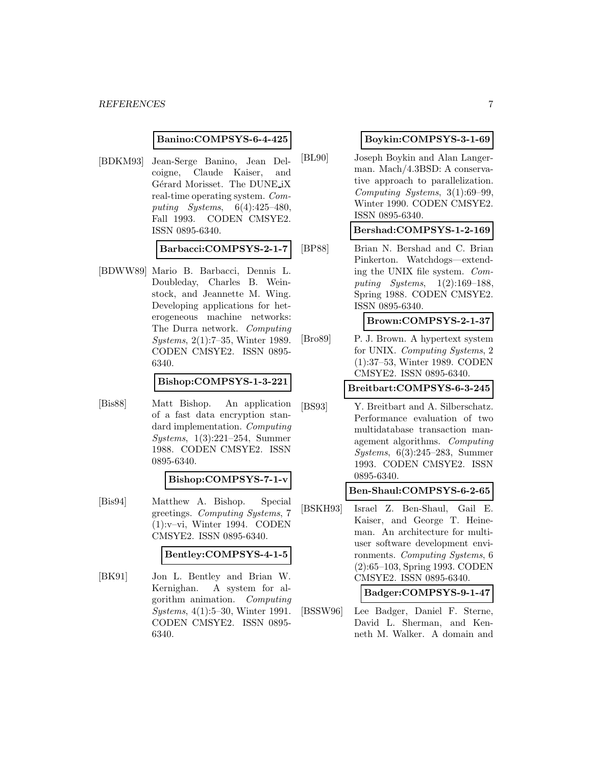**Banino:COMPSYS-6-4-425**

[BDKM93] Jean-Serge Banino, Jean Delcoigne, Claude Kaiser, and Gérard Morisset. The DUNE_iX real-time operating system. *Computing Systems*, 6(4):425–480, Fall 1993. CODEN CMSYE2. ISSN 0895-6340.

**Barbacci:COMPSYS-2-1-7**

[BDWW89] Mario B. Barbacci, Dennis L. Doubleday, Charles B. Weinstock, and Jeannette M. Wing. Developing applications for heterogeneous machine networks: The Durra network. *Computing Systems*, 2(1):7–35, Winter 1989. CODEN CMSYE2. ISSN 0895-6340.

**Bishop:COMPSYS-1-3-221**

[Bis88] Matt Bishop. An application of a fast data encryption standard implementation. *Computing Systems*, 1(3):221–254, Summer 1988. CODEN CMSYE2. ISSN 0895-6340.

**Bishop:COMPSYS-7-1-v**

[Bis94] Matthew A. Bishop. Special greetings. *Computing Systems*, 7 (1):v–vi, Winter 1994. CODEN CMSYE2. ISSN 0895-6340.

**Bentley:COMPSYS-4-1-5**

[BK91] Jon L. Bentley and Brian W. Kernighan. A system for algorithm animation. *Computing Systems*, 4(1):5–30, Winter 1991. CODEN CMSYE2. ISSN 0895-6340.

**Boykin:COMPSYS-3-1-69**

[BL90] Joseph Boykin and Alan Langerman. Mach/4.3BSD: A conservative approach to parallelization. *Computing Systems*, 3(1):69–99, Winter 1990. CODEN CMSYE2. ISSN 0895-6340.

**Bershad:COMPSYS-1-2-169**

[BP88] Brian N. Bershad and C. Brian Pinkerton. Watchdogs—extending the UNIX file system. *Computing Systems*, 1(2):169–188, Spring 1988. CODEN CMSYE2. ISSN 0895-6340.

**Brown:COMPSYS-2-1-37**

[Bro89] P. J. Brown. A hypertext system for UNIX. *Computing Systems*, 2 (1):37–53, Winter 1989. CODEN CMSYE2. ISSN 0895-6340.

**Breitbart:COMPSYS-6-3-245**

[BS93] Y. Breitbart and A. Silberschatz. Performance evaluation of two multidatabase transaction management algorithms. *Computing Systems*, 6(3):245–283, Summer 1993. CODEN CMSYE2. ISSN 0895-6340.

**Ben-Shaul:COMPSYS-6-2-65**

[BSKH93] Israel Z. Ben-Shaul, Gail E. Kaiser, and George T. Heineman. An architecture for multi-user software development environments. *Computing Systems*, 6 (2):65–103, Spring 1993. CODEN CMSYE2. ISSN 0895-6340.

**Badger:COMPSYS-9-1-47**

[BSSW96] Lee Badger, Daniel F. Sterne, David L. Sherman, and Kenneth M. Walker. A domain and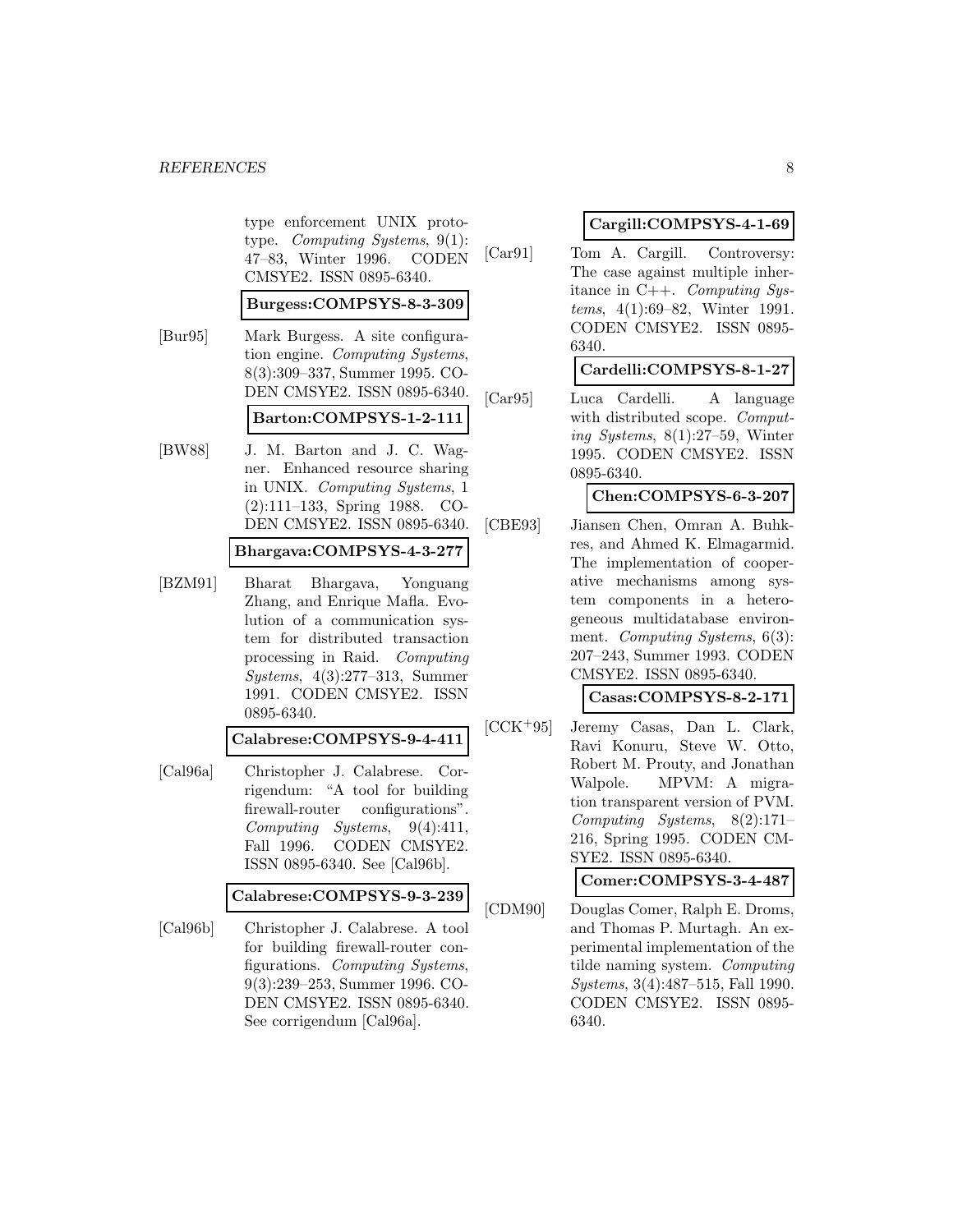type enforcement UNIX prototype. *Computing Systems*, 9(1): 47–83, Winter 1996. CODEN CMSYE2. ISSN 0895-6340.

**Burgess:COMPSYS-8-3-309**

[Bur95] Mark Burgess. A site configuration engine. *Computing Systems*, 8(3):309–337, Summer 1995. CODEN CMSYE2. ISSN 0895-6340.

**Barton:COMPSYS-1-2-111**

[BW88] J. M. Barton and J. C. Wagner. Enhanced resource sharing in UNIX. *Computing Systems*, 1 (2):111–133, Spring 1988. CODEN CMSYE2. ISSN 0895-6340.

**Bhargava:COMPSYS-4-3-277**

[BZM91] Bharat Bhargava, Yonguang Zhang, and Enrique Mafla. Evolution of a communication system for distributed transaction processing in Raid. *Computing Systems*, 4(3):277–313, Summer 1991. CODEN CMSYE2. ISSN 0895-6340.

**Calabrese:COMPSYS-9-4-411**

[Cal96a] Christopher J. Calabrese. Corrigendum: "A tool for building firewall-router configurations". *Computing Systems*, 9(4):411, Fall 1996. CODEN CMSYE2. ISSN 0895-6340. See [Cal96b].

**Calabrese:COMPSYS-9-3-239**

[Cal96b] Christopher J. Calabrese. A tool for building firewall-router configurations. *Computing Systems*, 9(3):239–253, Summer 1996. CODEN CMSYE2. ISSN 0895-6340. See corrigendum [Cal96a].

**Cargill:COMPSYS-4-1-69**

[Car91] Tom A. Cargill. Controversy: The case against multiple inheritance in C++. *Computing Systems*, 4(1):69–82, Winter 1991. CODEN CMSYE2. ISSN 0895-6340.

**Cardelli:COMPSYS-8-1-27**

[Car95] Luca Cardelli. A language with distributed scope. *Computing Systems*, 8(1):27–59, Winter 1995. CODEN CMSYE2. ISSN 0895-6340.

**Chen:COMPSYS-6-3-207**

[CBE93] Jiansen Chen, Omran A. Buhkres, and Ahmed K. Elmagarmid. The implementation of cooperative mechanisms among system components in a heterogeneous multidatabase environment. *Computing Systems*, 6(3): 207–243, Summer 1993. CODEN CMSYE2. ISSN 0895-6340.

**Casas:COMPSYS-8-2-171**

[CCK+95] Jeremy Casas, Dan L. Clark, Ravi Konuru, Steve W. Otto, Robert M. Prouty, and Jonathan Walpole. MPVM: A migration transparent version of PVM. *Computing Systems*, 8(2):171–216, Spring 1995. CODEN CMSYE2. ISSN 0895-6340.

**Comer:COMPSYS-3-4-487**

[CDM90] Douglas Comer, Ralph E. Droms, and Thomas P. Murtagh. An experimental implementation of the tilde naming system. *Computing Systems*, 3(4):487–515, Fall 1990. CODEN CMSYE2. ISSN 0895-6340.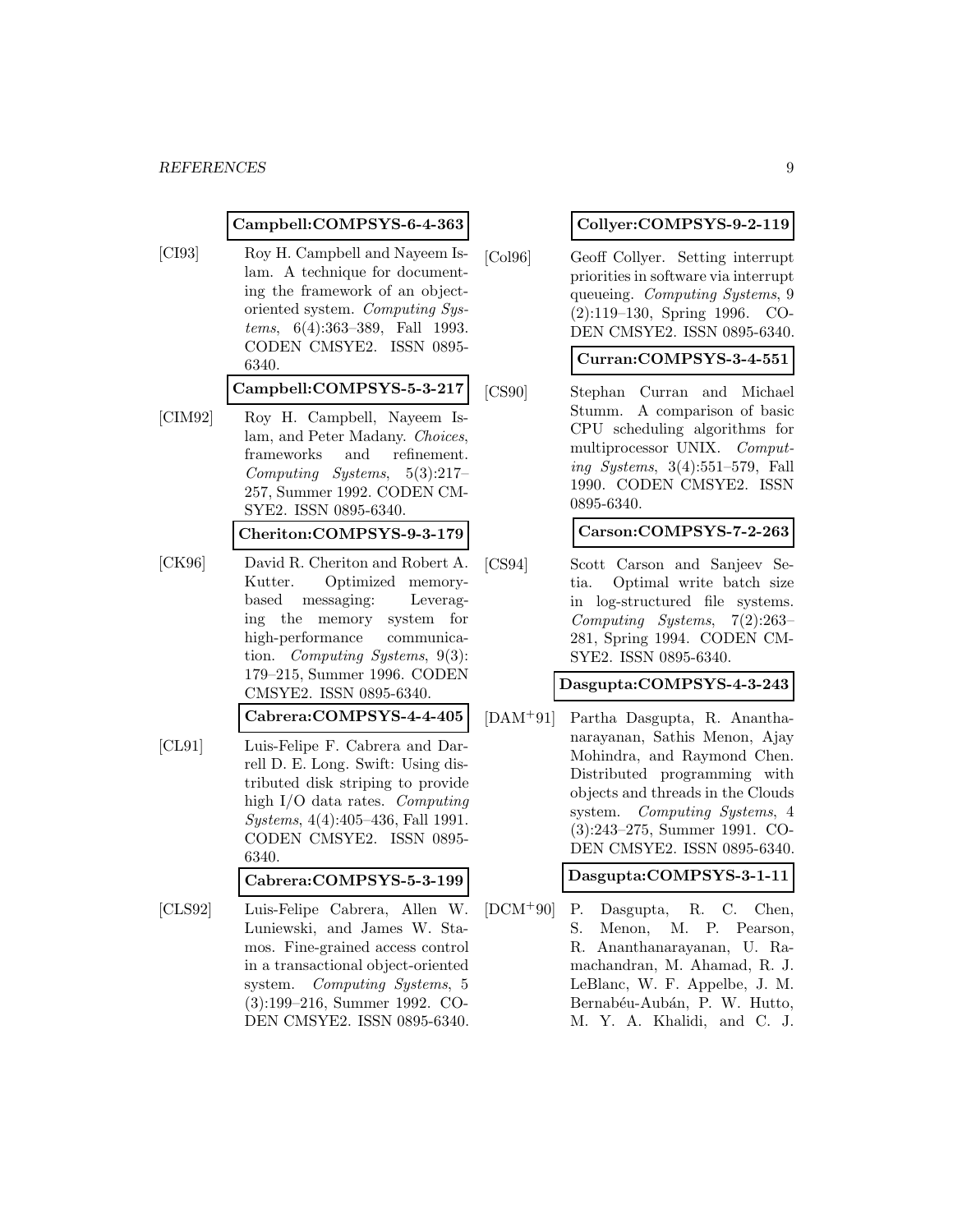**Campbell:COMPSYS-6-4-363**

[CI93] Roy H. Campbell and Nayeem Islam. A technique for documenting the framework of an object-oriented system. *Computing Systems*, 6(4):363–389, Fall 1993. CODEN CMSYE2. ISSN 0895-6340.

**Campbell:COMPSYS-5-3-217**

[CIM92] Roy H. Campbell, Nayeem Islam, and Peter Madany. *Choices*, frameworks and refinement. *Computing Systems*, 5(3):217–257, Summer 1992. CODEN CMSYE2. ISSN 0895-6340.

**Cheriton:COMPSYS-9-3-179**

[CK96] David R. Cheriton and Robert A. Kutter. Optimized memory-based messaging: Leveraging the memory system for high-performance communication. *Computing Systems*, 9(3):179–215, Summer 1996. CODEN CMSYE2. ISSN 0895-6340.

**Cabrera:COMPSYS-4-4-405**

[CL91] Luis-Felipe F. Cabrera and Darrell D. E. Long. Swift: Using distributed disk striping to provide high I/O data rates. *Computing Systems*, 4(4):405–436, Fall 1991. CODEN CMSYE2. ISSN 0895-6340.

**Cabrera:COMPSYS-5-3-199**

[CLS92] Luis-Felipe Cabrera, Allen W. Luniewski, and James W. Stamos. Fine-grained access control in a transactional object-oriented system. *Computing Systems*, 5(3):199–216, Summer 1992. CODEN CMSYE2. ISSN 0895-6340.

**Collyer:COMPSYS-9-2-119**

[Col96] Geoff Collyer. Setting interrupt priorities in software via interrupt queueing. *Computing Systems*, 9(2):119–130, Spring 1996. CODEN CMSYE2. ISSN 0895-6340.

**Curran:COMPSYS-3-4-551**

[CS90] Stephan Curran and Michael Stumm. A comparison of basic CPU scheduling algorithms for multiprocessor UNIX. *Computing Systems*, 3(4):551–579, Fall 1990. CODEN CMSYE2. ISSN 0895-6340.

**Carson:COMPSYS-7-2-263**

[CS94] Scott Carson and Sanjeev Setia. Optimal write batch size in log-structured file systems. *Computing Systems*, 7(2):263–281, Spring 1994. CODEN CMSYE2. ISSN 0895-6340.

**Dasgupta:COMPSYS-4-3-243**

[DAM+91] Partha Dasgupta, R. Ananthanarayanan, Sathis Menon, Ajay Mohindra, and Raymond Chen. Distributed programming with objects and threads in the Clouds system. *Computing Systems*, 4(3):243–275, Summer 1991. CODEN CMSYE2. ISSN 0895-6340.

**Dasgupta:COMPSYS-3-1-11**

[DCM+90] P. Dasgupta, R. C. Chen, S. Menon, M. P. Pearson, R. Ananthanarayanan, U. Ramachandran, M. Ahamad, R. J. LeBlanc, W. F. Appelbe, J. M. Bernabéu-Aubán, P. W. Hutto, M. Y. A. Khalidi, and C. J.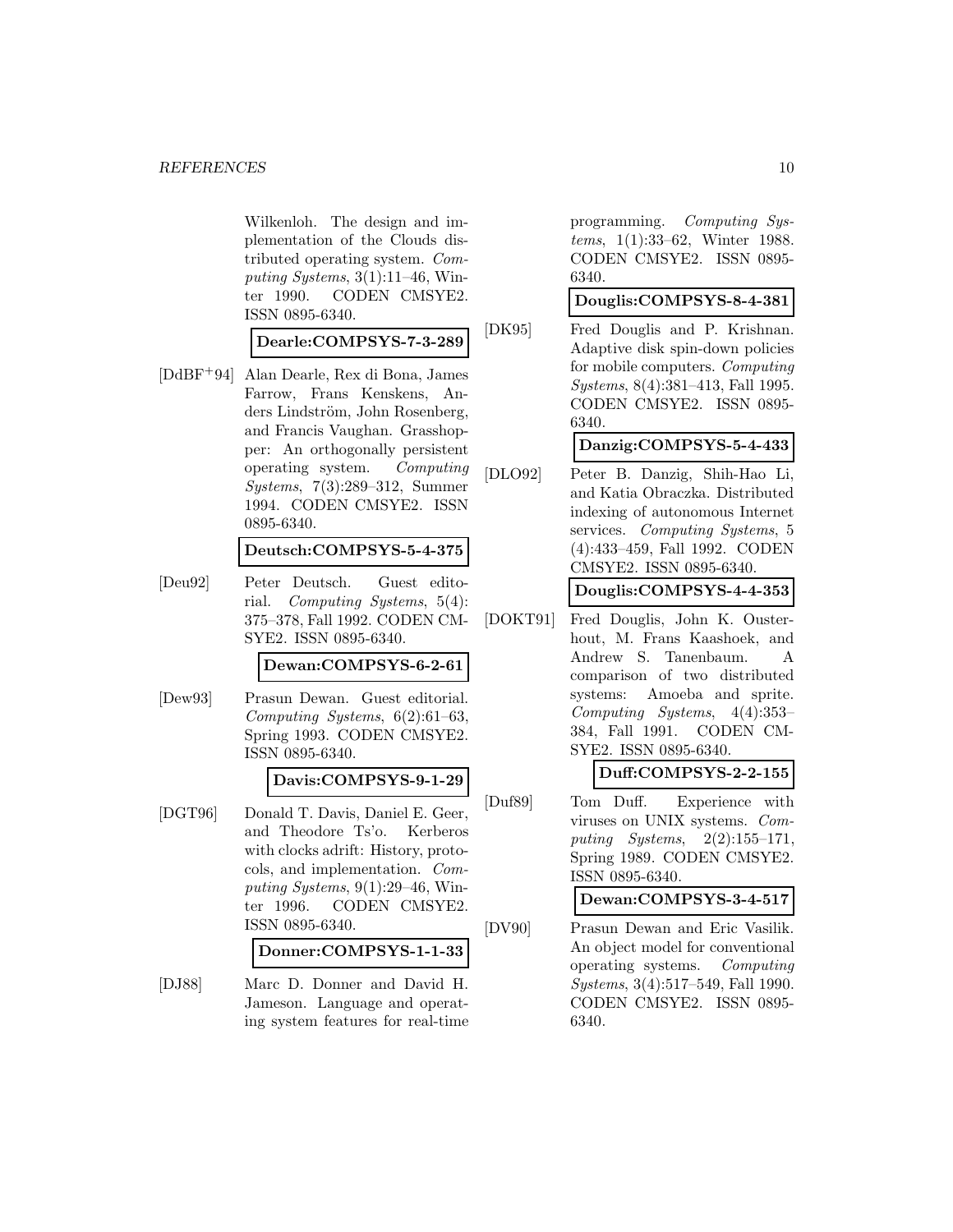Wilkenloh. The design and implementation of the Clouds distributed operating system. *Computing Systems*, 3(1):11–46, Winter 1990. CODEN CMSYE2. ISSN 0895-6340.

**Dearle:COMPSYS-7-3-289**

[DdBF+94] Alan Dearle, Rex di Bona, James Farrow, Frans Kenskens, Anders Lindström, John Rosenberg, and Francis Vaughan. Grasshopper: An orthogonally persistent operating system. *Computing Systems*, 7(3):289–312, Summer 1994. CODEN CMSYE2. ISSN 0895-6340.

**Deutsch:COMPSYS-5-4-375**

[Deu92] Peter Deutsch. Guest editorial. *Computing Systems*, 5(4): 375–378, Fall 1992. CODEN CMSYE2. ISSN 0895-6340.

**Dewan:COMPSYS-6-2-61**

[Dew93] Prasun Dewan. Guest editorial. *Computing Systems*, 6(2):61–63, Spring 1993. CODEN CMSYE2. ISSN 0895-6340.

**Davis:COMPSYS-9-1-29**

[DGT96] Donald T. Davis, Daniel E. Geer, and Theodore Ts'o. Kerberos with clocks adrift: History, protocols, and implementation. *Computing Systems*, 9(1):29–46, Winter 1996. CODEN CMSYE2. ISSN 0895-6340.

**Donner:COMPSYS-1-1-33**

[DJ88] Marc D. Donner and David H. Jameson. Language and operating system features for real-time programming. *Computing Systems*, 1(1):33–62, Winter 1988. CODEN CMSYE2. ISSN 0895-6340.

**Douglis:COMPSYS-8-4-381**

[DK95] Fred Douglis and P. Krishnan. Adaptive disk spin-down policies for mobile computers. *Computing Systems*, 8(4):381–413, Fall 1995. CODEN CMSYE2. ISSN 0895-6340.

**Danzig:COMPSYS-5-4-433**

[DLO92] Peter B. Danzig, Shih-Hao Li, and Katia Obraczka. Distributed indexing of autonomous Internet services. *Computing Systems*, 5 (4):433–459, Fall 1992. CODEN CMSYE2. ISSN 0895-6340.

**Douglis:COMPSYS-4-4-353**

[DOKT91] Fred Douglis, John K. Ousterhout, M. Frans Kaashoek, and Andrew S. Tanenbaum. A comparison of two distributed systems: Amoeba and sprite. *Computing Systems*, 4(4):353–384, Fall 1991. CODEN CMSYE2. ISSN 0895-6340.

**Duff:COMPSYS-2-2-155**

[Duf89] Tom Duff. Experience with viruses on UNIX systems. *Computing Systems*, 2(2):155–171, Spring 1989. CODEN CMSYE2. ISSN 0895-6340.

**Dewan:COMPSYS-3-4-517**

[DV90] Prasun Dewan and Eric Vasilik. An object model for conventional operating systems. *Computing Systems*, 3(4):517–549, Fall 1990. CODEN CMSYE2. ISSN 0895-6340.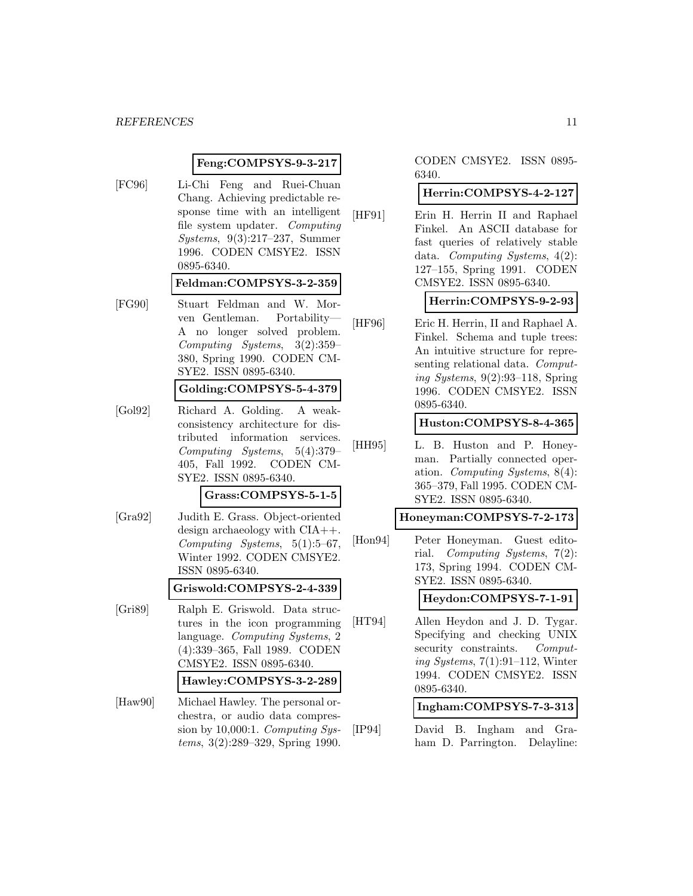**Feng:COMPSYS-9-3-217**

[FC96] Li-Chi Feng and Ruei-Chuan Chang. Achieving predictable response time with an intelligent file system updater. *Computing Systems*, 9(3):217–237, Summer 1996. CODEN CMSYE2. ISSN 0895-6340.

**Feldman:COMPSYS-3-2-359**

[FG90] Stuart Feldman and W. Morven Gentleman. Portability— A no longer solved problem. *Computing Systems*, 3(2):359–380, Spring 1990. CODEN CMSYE2. ISSN 0895-6340.

**Golding:COMPSYS-5-4-379**

[Gol92] Richard A. Golding. A weak-consistency architecture for distributed information services. *Computing Systems*, 5(4):379–405, Fall 1992. CODEN CMSYE2. ISSN 0895-6340.

**Grass:COMPSYS-5-1-5**

[Gra92] Judith E. Grass. Object-oriented design archaeology with CIA++. *Computing Systems*, 5(1):5–67, Winter 1992. CODEN CMSYE2. ISSN 0895-6340.

**Griswold:COMPSYS-2-4-339**

[Gri89] Ralph E. Griswold. Data structures in the icon programming language. *Computing Systems*, 2 (4):339–365, Fall 1989. CODEN CMSYE2. ISSN 0895-6340.

**Hawley:COMPSYS-3-2-289**

[Haw90] Michael Hawley. The personal orchestra, or audio data compression by 10,000:1. *Computing Systems*, 3(2):289–329, Spring 1990. CODEN CMSYE2. ISSN 0895-6340.

**Herrin:COMPSYS-4-2-127**

[HF91] Erin H. Herrin II and Raphael Finkel. An ASCII database for fast queries of relatively stable data. *Computing Systems*, 4(2): 127–155, Spring 1991. CODEN CMSYE2. ISSN 0895-6340.

**Herrin:COMPSYS-9-2-93**

[HF96] Eric H. Herrin, II and Raphael A. Finkel. Schema and tuple trees: An intuitive structure for representing relational data. *Computing Systems*, 9(2):93–118, Spring 1996. CODEN CMSYE2. ISSN 0895-6340.

**Huston:COMPSYS-8-4-365**

[HH95] L. B. Huston and P. Honeyman. Partially connected operation. *Computing Systems*, 8(4): 365–379, Fall 1995. CODEN CMSYE2. ISSN 0895-6340.

**Honeyman:COMPSYS-7-2-173**

[Hon94] Peter Honeyman. Guest editorial. *Computing Systems*, 7(2): 173, Spring 1994. CODEN CMSYE2. ISSN 0895-6340.

**Heydon:COMPSYS-7-1-91**

[HT94] Allen Heydon and J. D. Tygar. Specifying and checking UNIX security constraints. *Computing Systems*, 7(1):91–112, Winter 1994. CODEN CMSYE2. ISSN 0895-6340.

**Ingham:COMPSYS-7-3-313**

[IP94] David B. Ingham and Graham D. Parrington. Delayline: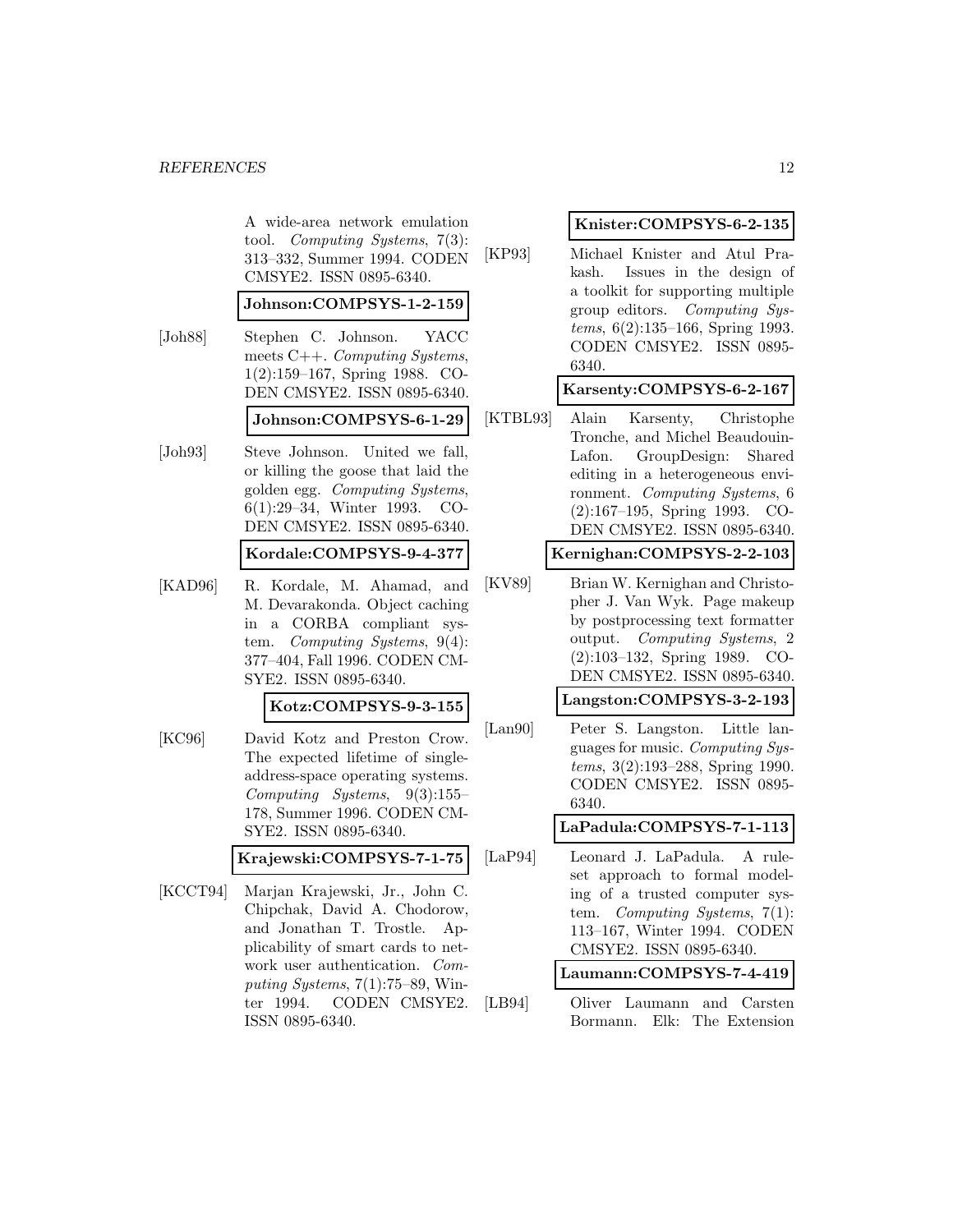A wide-area network emulation tool. *Computing Systems*, 7(3): 313–332, Summer 1994. CODEN CMSYE2. ISSN 0895-6340.

**Johnson:COMPSYS-1-2-159**

[Joh88] Stephen C. Johnson. YACC meets C++. *Computing Systems*, 1(2):159–167, Spring 1988. CODEN CMSYE2. ISSN 0895-6340.

**Johnson:COMPSYS-6-1-29**

[Joh93] Steve Johnson. United we fall, or killing the goose that laid the golden egg. *Computing Systems*, 6(1):29–34, Winter 1993. CODEN CMSYE2. ISSN 0895-6340.

**Kordale:COMPSYS-9-4-377**

[KAD96] R. Kordale, M. Ahamad, and M. Devarakonda. Object caching in a CORBA compliant system. *Computing Systems*, 9(4): 377–404, Fall 1996. CODEN CMSYE2. ISSN 0895-6340.

**Kotz:COMPSYS-9-3-155**

[KC96] David Kotz and Preston Crow. The expected lifetime of single-address-space operating systems. *Computing Systems*, 9(3):155–178, Summer 1996. CODEN CMSYE2. ISSN 0895-6340.

**Krajewski:COMPSYS-7-1-75**

[KCCT94] Marjan Krajewski, Jr., John C. Chipchak, David A. Chodorow, and Jonathan T. Trostle. Applicability of smart cards to network user authentication. *Computing Systems*, 7(1):75–89, Winter 1994. CODEN CMSYE2. ISSN 0895-6340.

**Knister:COMPSYS-6-2-135**

[KP93] Michael Knister and Atul Prakash. Issues in the design of a toolkit for supporting multiple group editors. *Computing Systems*, 6(2):135–166, Spring 1993. CODEN CMSYE2. ISSN 0895-6340.

**Karsenty:COMPSYS-6-2-167**

[KTBL93] Alain Karsenty, Christophe Tronche, and Michel Beaudouin-Lafon. GroupDesign: Shared editing in a heterogeneous environment. *Computing Systems*, 6 (2):167–195, Spring 1993. CODEN CMSYE2. ISSN 0895-6340.

**Kernighan:COMPSYS-2-2-103**

[KV89] Brian W. Kernighan and Christopher J. Van Wyk. Page makeup by postprocessing text formatter output. *Computing Systems*, 2 (2):103–132, Spring 1989. CODEN CMSYE2. ISSN 0895-6340.

**Langston:COMPSYS-3-2-193**

[Lan90] Peter S. Langston. Little languages for music. *Computing Systems*, 3(2):193–288, Spring 1990. CODEN CMSYE2. ISSN 0895-6340.

**LaPadula:COMPSYS-7-1-113**

[LaP94] Leonard J. LaPadula. A rule-set approach to formal modeling of a trusted computer system. *Computing Systems*, 7(1): 113–167, Winter 1994. CODEN CMSYE2. ISSN 0895-6340.

**Laumann:COMPSYS-7-4-419**

[LB94] Oliver Laumann and Carsten Bormann. Elk: The Extension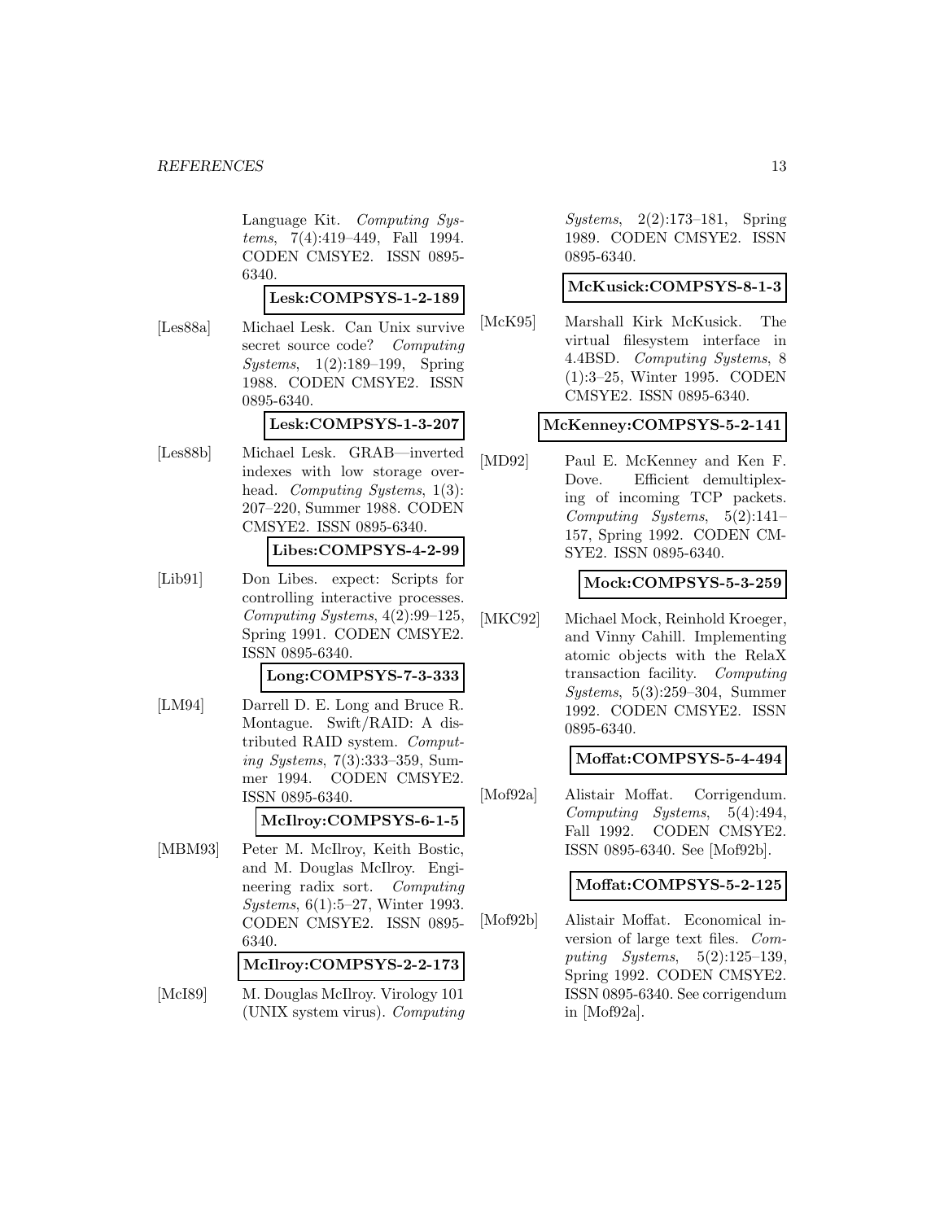Language Kit. *Computing Systems*, 7(4):419–449, Fall 1994. CODEN CMSYE2. ISSN 0895-6340.

**Lesk:COMPSYS-1-2-189**

[Les88a] Michael Lesk. Can Unix survive secret source code? *Computing Systems*, 1(2):189–199, Spring 1988. CODEN CMSYE2. ISSN 0895-6340.

**Lesk:COMPSYS-1-3-207**

[Les88b] Michael Lesk. GRAB—inverted indexes with low storage overhead. *Computing Systems*, 1(3): 207–220, Summer 1988. CODEN CMSYE2. ISSN 0895-6340.

**Libes:COMPSYS-4-2-99**

[Lib91] Don Libes. expect: Scripts for controlling interactive processes. *Computing Systems*, 4(2):99–125, Spring 1991. CODEN CMSYE2. ISSN 0895-6340.

**Long:COMPSYS-7-3-333**

[LM94] Darrell D. E. Long and Bruce R. Montague. Swift/RAID: A distributed RAID system. *Computing Systems*, 7(3):333–359, Summer 1994. CODEN CMSYE2. ISSN 0895-6340.

**McIlroy:COMPSYS-6-1-5**

[MBM93] Peter M. McIlroy, Keith Bostic, and M. Douglas McIlroy. Engineering radix sort. *Computing Systems*, 6(1):5–27, Winter 1993. CODEN CMSYE2. ISSN 0895-6340.

**McIlroy:COMPSYS-2-2-173**

[McI89] M. Douglas McIlroy. Virology 101 (UNIX system virus). *Computing Systems*, 2(2):173–181, Spring 1989. CODEN CMSYE2. ISSN 0895-6340.

**McKusick:COMPSYS-8-1-3**

[McK95] Marshall Kirk McKusick. The virtual filesystem interface in 4.4BSD. *Computing Systems*, 8 (1):3–25, Winter 1995. CODEN CMSYE2. ISSN 0895-6340.

**McKenney:COMPSYS-5-2-141**

[MD92] Paul E. McKenney and Ken F. Dove. Efficient demultiplexing of incoming TCP packets. *Computing Systems*, 5(2):141–157, Spring 1992. CODEN CMSYE2. ISSN 0895-6340.

**Mock:COMPSYS-5-3-259**

[MKC92] Michael Mock, Reinhold Kroeger, and Vinny Cahill. Implementing atomic objects with the RelaX transaction facility. *Computing Systems*, 5(3):259–304, Summer 1992. CODEN CMSYE2. ISSN 0895-6340.

**Moffat:COMPSYS-5-4-494**

[Mof92a] Alistair Moffat. Corrigendum. *Computing Systems*, 5(4):494, Fall 1992. CODEN CMSYE2. ISSN 0895-6340. See [Mof92b].

**Moffat:COMPSYS-5-2-125**

[Mof92b] Alistair Moffat. Economical inversion of large text files. *Computing Systems*, 5(2):125–139, Spring 1992. CODEN CMSYE2. ISSN 0895-6340. See corrigendum in [Mof92a].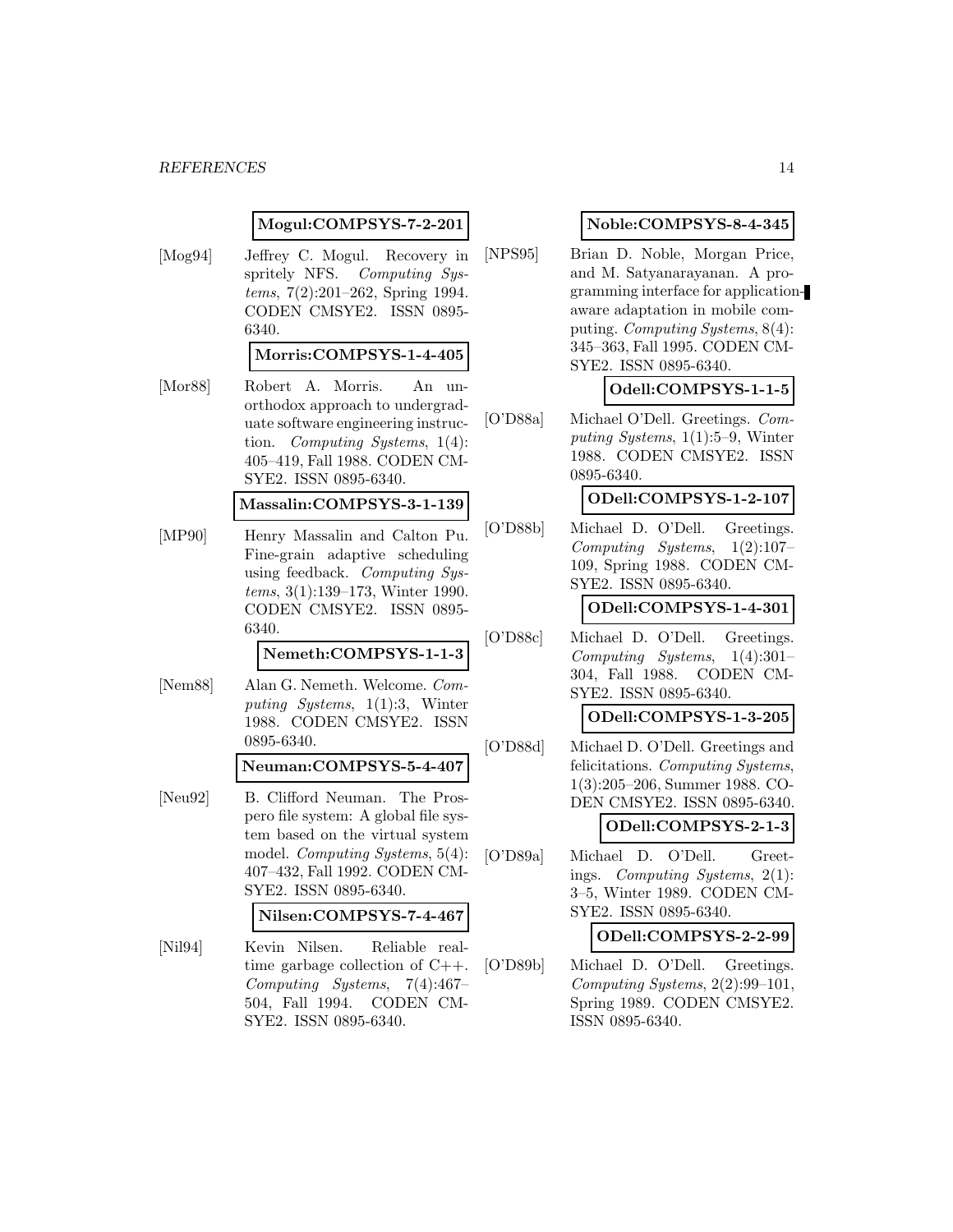**Mogul:COMPSYS-7-2-201**

[Mog94] Jeffrey C. Mogul. Recovery in spritely NFS. *Computing Systems*, 7(2):201–262, Spring 1994. CODEN CMSYE2. ISSN 0895-6340.

**Morris:COMPSYS-1-4-405**

[Mor88] Robert A. Morris. An unorthodox approach to undergraduate software engineering instruction. *Computing Systems*, 1(4): 405–419, Fall 1988. CODEN CMSYE2. ISSN 0895-6340.

**Massalin:COMPSYS-3-1-139**

[MP90] Henry Massalin and Calton Pu. Fine-grain adaptive scheduling using feedback. *Computing Systems*, 3(1):139–173, Winter 1990. CODEN CMSYE2. ISSN 0895-6340.

**Nemeth:COMPSYS-1-1-3**

[Nem88] Alan G. Nemeth. Welcome. *Computing Systems*, 1(1):3, Winter 1988. CODEN CMSYE2. ISSN 0895-6340.

**Neuman:COMPSYS-5-4-407**

[Neu92] B. Clifford Neuman. The Prospero file system: A global file system based on the virtual system model. *Computing Systems*, 5(4): 407–432, Fall 1992. CODEN CMSYE2. ISSN 0895-6340.

**Nilsen:COMPSYS-7-4-467**

[Nil94] Kevin Nilsen. Reliable real-time garbage collection of C++. *Computing Systems*, 7(4):467–504, Fall 1994. CODEN CMSYE2. ISSN 0895-6340.

**Noble:COMPSYS-8-4-345**

[NPS95] Brian D. Noble, Morgan Price, and M. Satyanarayanan. A programming interface for application-aware adaptation in mobile computing. *Computing Systems*, 8(4): 345–363, Fall 1995. CODEN CMSYE2. ISSN 0895-6340.

**Odell:COMPSYS-1-1-5**

[O'D88a] Michael O'Dell. Greetings. *Computing Systems*, 1(1):5–9, Winter 1988. CODEN CMSYE2. ISSN 0895-6340.

**ODell:COMPSYS-1-2-107**

[O'D88b] Michael D. O'Dell. Greetings. *Computing Systems*, 1(2):107–109, Spring 1988. CODEN CMSYE2. ISSN 0895-6340.

**ODell:COMPSYS-1-4-301**

[O'D88c] Michael D. O'Dell. Greetings. *Computing Systems*, 1(4):301–304, Fall 1988. CODEN CMSYE2. ISSN 0895-6340.

**ODell:COMPSYS-1-3-205**

[O'D88d] Michael D. O'Dell. Greetings and felicitations. *Computing Systems*, 1(3):205–206, Summer 1988. CODEN CMSYE2. ISSN 0895-6340.

**ODell:COMPSYS-2-1-3**

[O'D89a] Michael D. O'Dell. Greetings. *Computing Systems*, 2(1): 3–5, Winter 1989. CODEN CMSYE2. ISSN 0895-6340.

**ODell:COMPSYS-2-2-99**

[O'D89b] Michael D. O'Dell. Greetings. *Computing Systems*, 2(2):99–101, Spring 1989. CODEN CMSYE2. ISSN 0895-6340.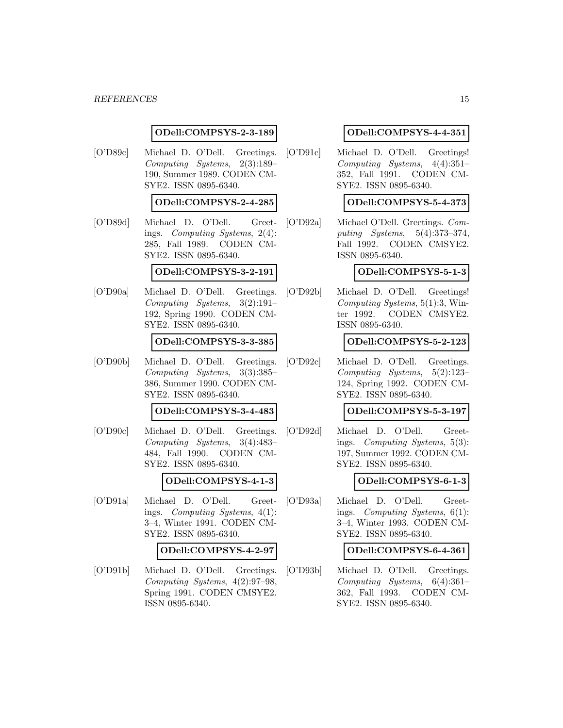**ODell:COMPSYS-2-3-189**

[O'D89c] Michael D. O'Dell. Greetings. *Computing Systems*, 2(3):189–190, Summer 1989. CODEN CMSYE2. ISSN 0895-6340.

**ODell:COMPSYS-2-4-285**

[O'D89d] Michael D. O'Dell. Greetings. *Computing Systems*, 2(4):285, Fall 1989. CODEN CMSYE2. ISSN 0895-6340.

**ODell:COMPSYS-3-2-191**

[O'D90a] Michael D. O'Dell. Greetings. *Computing Systems*, 3(2):191–192, Spring 1990. CODEN CMSYE2. ISSN 0895-6340.

**ODell:COMPSYS-3-3-385**

[O'D90b] Michael D. O'Dell. Greetings. *Computing Systems*, 3(3):385–386, Summer 1990. CODEN CMSYE2. ISSN 0895-6340.

**ODell:COMPSYS-3-4-483**

[O'D90c] Michael D. O'Dell. Greetings. *Computing Systems*, 3(4):483–484, Fall 1990. CODEN CMSYE2. ISSN 0895-6340.

**ODell:COMPSYS-4-1-3**

[O'D91a] Michael D. O'Dell. Greetings. *Computing Systems*, 4(1):3–4, Winter 1991. CODEN CMSYE2. ISSN 0895-6340.

**ODell:COMPSYS-4-2-97**

[O'D91b] Michael D. O'Dell. Greetings. *Computing Systems*, 4(2):97–98, Spring 1991. CODEN CMSYE2. ISSN 0895-6340.

**ODell:COMPSYS-4-4-351**

[O'D91c] Michael D. O'Dell. Greetings! *Computing Systems*, 4(4):351–352, Fall 1991. CODEN CMSYE2. ISSN 0895-6340.

**ODell:COMPSYS-5-4-373**

[O'D92a] Michael O'Dell. Greetings. *Computing Systems*, 5(4):373–374, Fall 1992. CODEN CMSYE2. ISSN 0895-6340.

**ODell:COMPSYS-5-1-3**

[O'D92b] Michael D. O'Dell. Greetings! *Computing Systems*, 5(1):3, Winter 1992. CODEN CMSYE2. ISSN 0895-6340.

**ODell:COMPSYS-5-2-123**

[O'D92c] Michael D. O'Dell. Greetings. *Computing Systems*, 5(2):123–124, Spring 1992. CODEN CMSYE2. ISSN 0895-6340.

**ODell:COMPSYS-5-3-197**

[O'D92d] Michael D. O'Dell. Greetings. *Computing Systems*, 5(3):197, Summer 1992. CODEN CMSYE2. ISSN 0895-6340.

**ODell:COMPSYS-6-1-3**

[O'D93a] Michael D. O'Dell. Greetings. *Computing Systems*, 6(1):3–4, Winter 1993. CODEN CMSYE2. ISSN 0895-6340.

**ODell:COMPSYS-6-4-361**

[O'D93b] Michael D. O'Dell. Greetings. *Computing Systems*, 6(4):361–362, Fall 1993. CODEN CMSYE2. ISSN 0895-6340.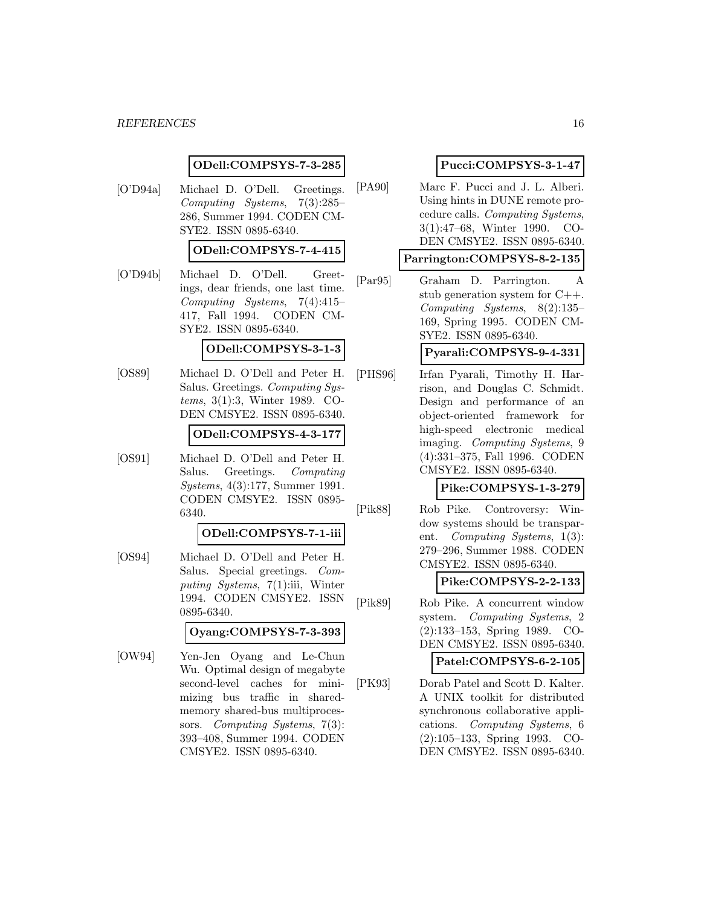**ODell:COMPSYS-7-3-285**

[O'D94a] Michael D. O'Dell. Greetings. *Computing Systems*, 7(3):285–286, Summer 1994. CODEN CMSYE2. ISSN 0895-6340.

**ODell:COMPSYS-7-4-415**

[O'D94b] Michael D. O'Dell. Greetings, dear friends, one last time. *Computing Systems*, 7(4):415–417, Fall 1994. CODEN CMSYE2. ISSN 0895-6340.

**ODell:COMPSYS-3-1-3**

[OS89] Michael D. O'Dell and Peter H. Salus. Greetings. *Computing Systems*, 3(1):3, Winter 1989. CODEN CMSYE2. ISSN 0895-6340.

**ODell:COMPSYS-4-3-177**

[OS91] Michael D. O'Dell and Peter H. Salus. Greetings. *Computing Systems*, 4(3):177, Summer 1991. CODEN CMSYE2. ISSN 0895-6340.

**ODell:COMPSYS-7-1-iii**

[OS94] Michael D. O'Dell and Peter H. Salus. Special greetings. *Computing Systems*, 7(1):iii, Winter 1994. CODEN CMSYE2. ISSN 0895-6340.

**Oyang:COMPSYS-7-3-393**

[OW94] Yen-Jen Oyang and Le-Chun Wu. Optimal design of megabyte second-level caches for minimizing bus traffic in shared-memory shared-bus multiprocessors. *Computing Systems*, 7(3):393–408, Summer 1994. CODEN CMSYE2. ISSN 0895-6340.

**Pucci:COMPSYS-3-1-47**

[PA90] Marc F. Pucci and J. L. Alberi. Using hints in DUNE remote procedure calls. *Computing Systems*, 3(1):47–68, Winter 1990. CODEN CMSYE2. ISSN 0895-6340.

**Parrington:COMPSYS-8-2-135**

[Par95] Graham D. Parrington. A stub generation system for C++. *Computing Systems*, 8(2):135–169, Spring 1995. CODEN CMSYE2. ISSN 0895-6340.

**Pyarali:COMPSYS-9-4-331**

[PHS96] Irfan Pyarali, Timothy H. Harrison, and Douglas C. Schmidt. Design and performance of an object-oriented framework for high-speed electronic medical imaging. *Computing Systems*, 9(4):331–375, Fall 1996. CODEN CMSYE2. ISSN 0895-6340.

**Pike:COMPSYS-1-3-279**

[Pik88] Rob Pike. Controversy: Window systems should be transparent. *Computing Systems*, 1(3):279–296, Summer 1988. CODEN CMSYE2. ISSN 0895-6340.

**Pike:COMPSYS-2-2-133**

[Pik89] Rob Pike. A concurrent window system. *Computing Systems*, 2(2):133–153, Spring 1989. CODEN CMSYE2. ISSN 0895-6340.

**Patel:COMPSYS-6-2-105**

[PK93] Dorab Patel and Scott D. Kalter. A UNIX toolkit for distributed synchronous collaborative applications. *Computing Systems*, 6(2):105–133, Spring 1993. CODEN CMSYE2. ISSN 0895-6340.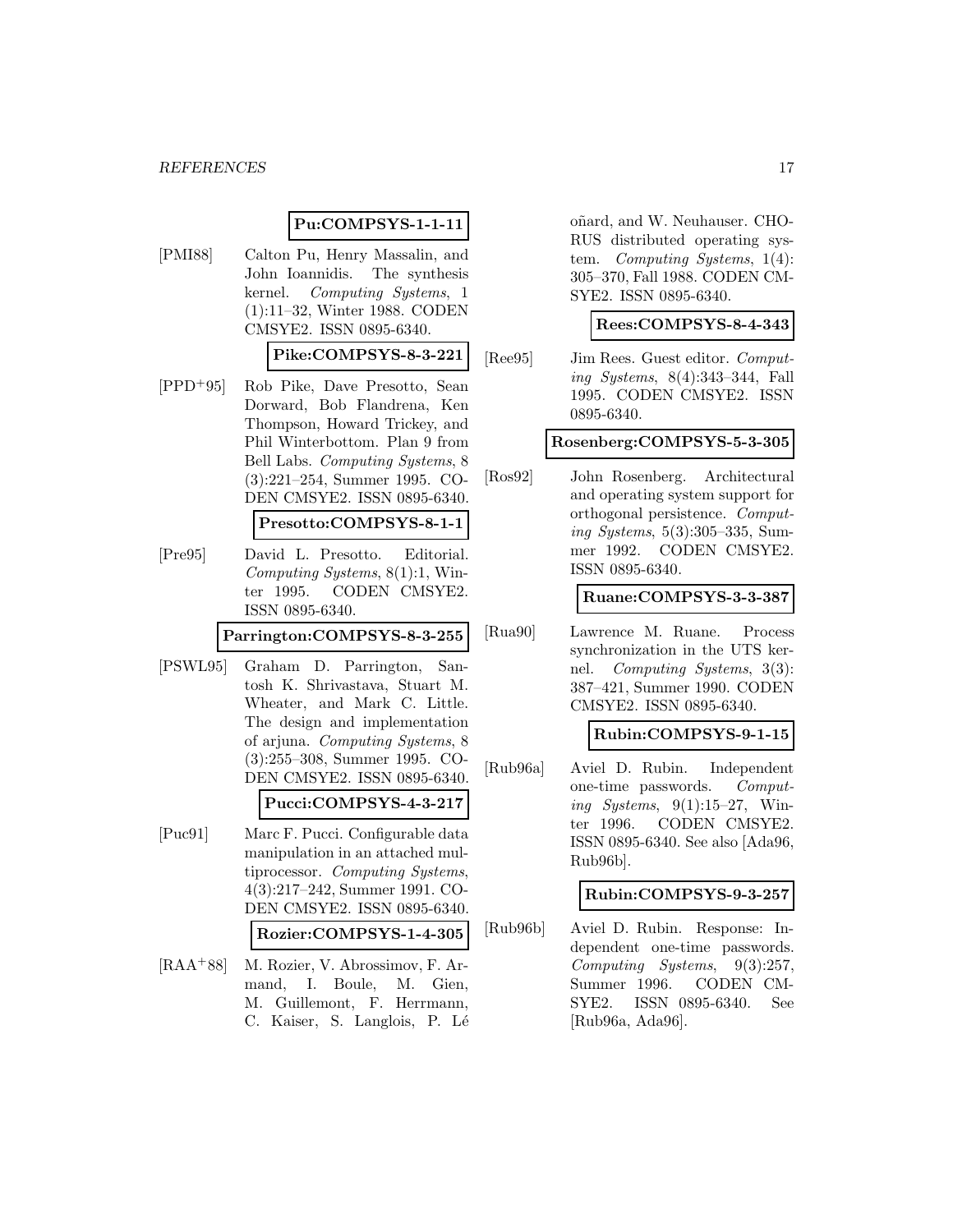**Pu:COMPSYS-1-1-11**

[PMI88] Calton Pu, Henry Massalin, and John Ioannidis. The synthesis kernel. *Computing Systems*, 1 (1):11–32, Winter 1988. CODEN CMSYE2. ISSN 0895-6340.

**Pike:COMPSYS-8-3-221**

[PPD+95] Rob Pike, Dave Presotto, Sean Dorward, Bob Flandrena, Ken Thompson, Howard Trickey, and Phil Winterbottom. Plan 9 from Bell Labs. *Computing Systems*, 8 (3):221–254, Summer 1995. CODEN CMSYE2. ISSN 0895-6340.

**Presotto:COMPSYS-8-1-1**

[Pre95] David L. Presotto. Editorial. *Computing Systems*, 8(1):1, Winter 1995. CODEN CMSYE2. ISSN 0895-6340.

**Parrington:COMPSYS-8-3-255**

[PSWL95] Graham D. Parrington, Santosh K. Shrivastava, Stuart M. Wheater, and Mark C. Little. The design and implementation of arjuna. *Computing Systems*, 8 (3):255–308, Summer 1995. CODEN CMSYE2. ISSN 0895-6340.

**Pucci:COMPSYS-4-3-217**

[Puc91] Marc F. Pucci. Configurable data manipulation in an attached multiprocessor. *Computing Systems*, 4(3):217–242, Summer 1991. CODEN CMSYE2. ISSN 0895-6340.

**Rozier:COMPSYS-1-4-305**

[RAA+88] M. Rozier, V. Abrossimov, F. Armand, I. Boule, M. Gien, M. Guillemont, F. Herrmann, C. Kaiser, S. Langlois, P. Léoñard, and W. Neuhauser. CHORUS distributed operating system. *Computing Systems*, 1(4): 305–370, Fall 1988. CODEN CMSYE2. ISSN 0895-6340.

**Rees:COMPSYS-8-4-343**

[Ree95] Jim Rees. Guest editor. *Computing Systems*, 8(4):343–344, Fall 1995. CODEN CMSYE2. ISSN 0895-6340.

**Rosenberg:COMPSYS-5-3-305**

[Ros92] John Rosenberg. Architectural and operating system support for orthogonal persistence. *Computing Systems*, 5(3):305–335, Summer 1992. CODEN CMSYE2. ISSN 0895-6340.

**Ruane:COMPSYS-3-3-387**

[Rua90] Lawrence M. Ruane. Process synchronization in the UTS kernel. *Computing Systems*, 3(3): 387–421, Summer 1990. CODEN CMSYE2. ISSN 0895-6340.

**Rubin:COMPSYS-9-1-15**

[Rub96a] Aviel D. Rubin. Independent one-time passwords. *Computing Systems*, 9(1):15–27, Winter 1996. CODEN CMSYE2. ISSN 0895-6340. See also [Ada96, Rub96b].

**Rubin:COMPSYS-9-3-257**

[Rub96b] Aviel D. Rubin. Response: Independent one-time passwords. *Computing Systems*, 9(3):257, Summer 1996. CODEN CMSYE2. ISSN 0895-6340. See [Rub96a, Ada96].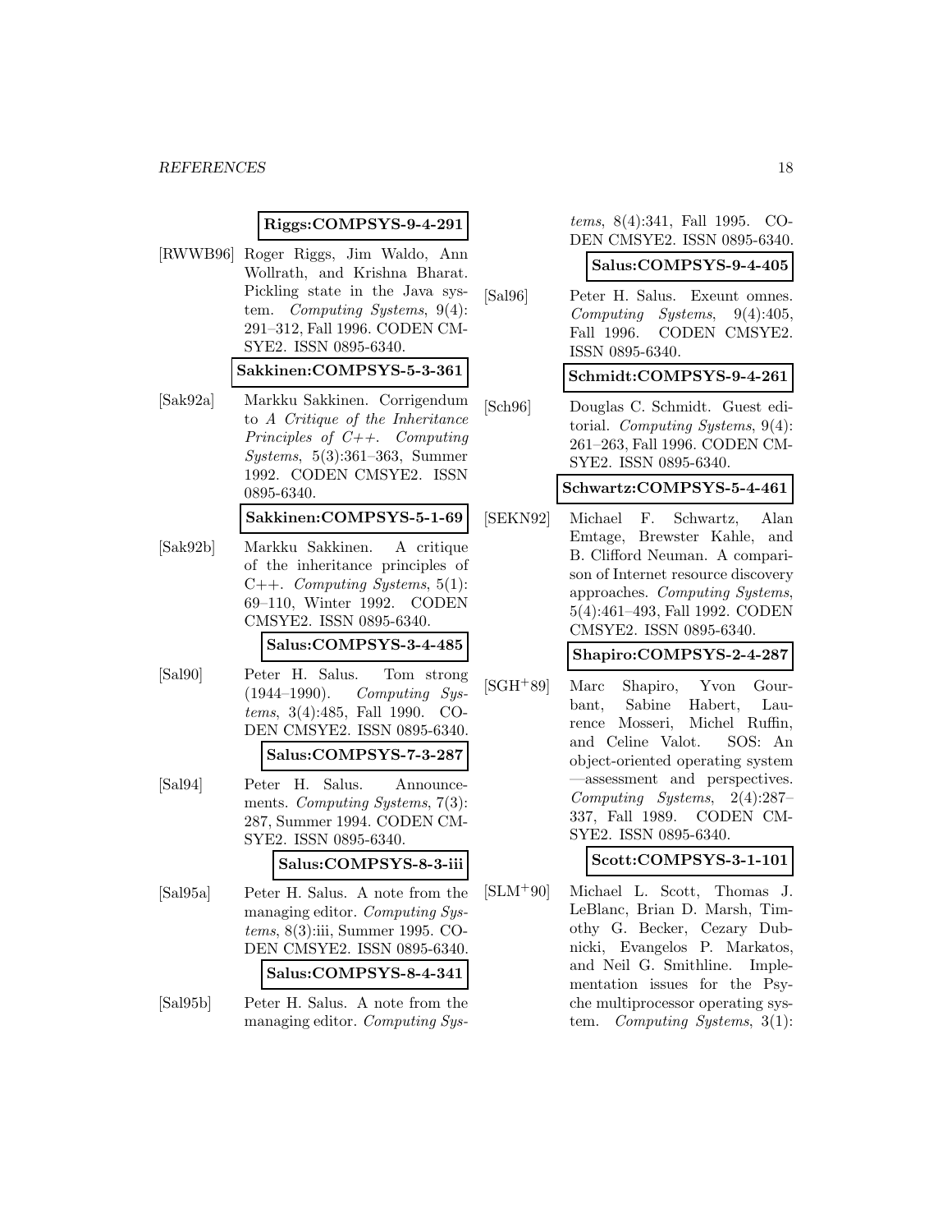**Riggs:COMPSYS-9-4-291**

[RWWB96] Roger Riggs, Jim Waldo, Ann Wollrath, and Krishna Bharat. Pickling state in the Java system. *Computing Systems*, 9(4): 291–312, Fall 1996. CODEN CMSYE2. ISSN 0895-6340.

**Sakkinen:COMPSYS-5-3-361**

[Sak92a] Markku Sakkinen. Corrigendum to *A Critique of the Inheritance Principles of C++*. *Computing Systems*, 5(3):361–363, Summer 1992. CODEN CMSYE2. ISSN 0895-6340.

**Sakkinen:COMPSYS-5-1-69**

[Sak92b] Markku Sakkinen. A critique of the inheritance principles of C++. *Computing Systems*, 5(1): 69–110, Winter 1992. CODEN CMSYE2. ISSN 0895-6340.

**Salus:COMPSYS-3-4-485**

[Sal90] Peter H. Salus. Tom strong (1944–1990). *Computing Systems*, 3(4):485, Fall 1990. CODEN CMSYE2. ISSN 0895-6340.

**Salus:COMPSYS-7-3-287**

[Sal94] Peter H. Salus. Announcements. *Computing Systems*, 7(3): 287, Summer 1994. CODEN CMSYE2. ISSN 0895-6340.

**Salus:COMPSYS-8-3-iii**

[Sal95a] Peter H. Salus. A note from the managing editor. *Computing Systems*, 8(3):iii, Summer 1995. CODEN CMSYE2. ISSN 0895-6340.

**Salus:COMPSYS-8-4-341**

[Sal95b] Peter H. Salus. A note from the managing editor. *Computing Systems*, 8(4):341, Fall 1995. CODEN CMSYE2. ISSN 0895-6340.

**Salus:COMPSYS-9-4-405**

[Sal96] Peter H. Salus. Exeunt omnes. *Computing Systems*, 9(4):405, Fall 1996. CODEN CMSYE2. ISSN 0895-6340.

**Schmidt:COMPSYS-9-4-261**

[Sch96] Douglas C. Schmidt. Guest editorial. *Computing Systems*, 9(4): 261–263, Fall 1996. CODEN CMSYE2. ISSN 0895-6340.

**Schwartz:COMPSYS-5-4-461**

[SEKN92] Michael F. Schwartz, Alan Emtage, Brewster Kahle, and B. Clifford Neuman. A comparison of Internet resource discovery approaches. *Computing Systems*, 5(4):461–493, Fall 1992. CODEN CMSYE2. ISSN 0895-6340.

**Shapiro:COMPSYS-2-4-287**

[SGH+89] Marc Shapiro, Yvon Gourbant, Sabine Habert, Laurence Mosseri, Michel Ruffin, and Celine Valot. SOS: An object-oriented operating system —assessment and perspectives. *Computing Systems*, 2(4):287–337, Fall 1989. CODEN CMSYE2. ISSN 0895-6340.

**Scott:COMPSYS-3-1-101**

[SLM+90] Michael L. Scott, Thomas J. LeBlanc, Brian D. Marsh, Timothy G. Becker, Cezary Dubnicki, Evangelos P. Markatos, and Neil G. Smithline. Implementation issues for the Psyche multiprocessor operating system. *Computing Systems*, 3(1):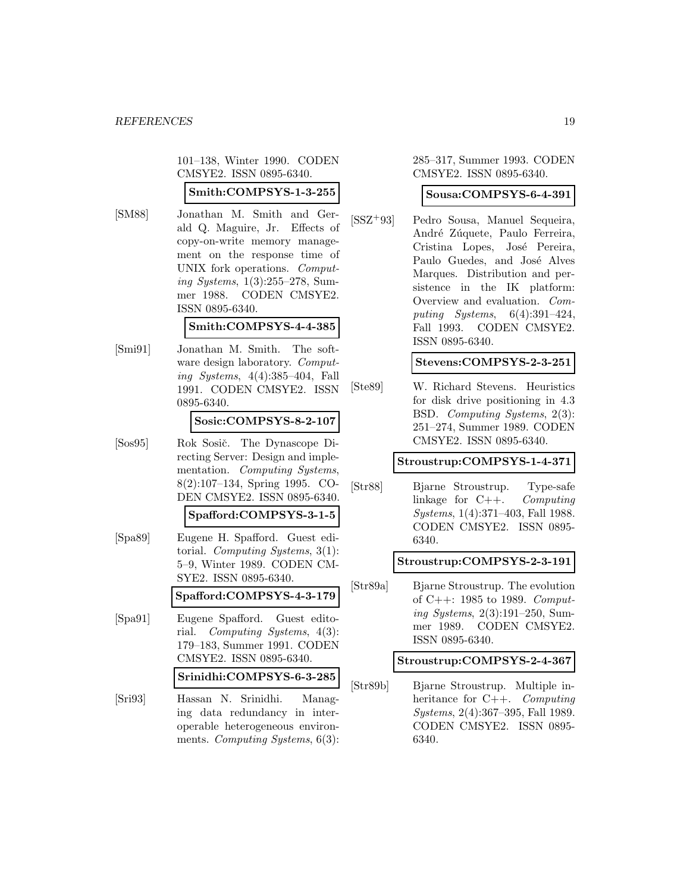101–138, Winter 1990. CODEN CMSYE2. ISSN 0895-6340.

**Smith:COMPSYS-1-3-255**

[SM88] Jonathan M. Smith and Gerald Q. Maguire, Jr. Effects of copy-on-write memory management on the response time of UNIX fork operations. *Computing Systems*, 1(3):255–278, Summer 1988. CODEN CMSYE2. ISSN 0895-6340.

**Smith:COMPSYS-4-4-385**

[Smi91] Jonathan M. Smith. The software design laboratory. *Computing Systems*, 4(4):385–404, Fall 1991. CODEN CMSYE2. ISSN 0895-6340.

**Sosic:COMPSYS-8-2-107**

[Sos95] Rok Sosič. The Dynascope Directing Server: Design and implementation. *Computing Systems*, 8(2):107–134, Spring 1995. CODEN CMSYE2. ISSN 0895-6340.

**Spafford:COMPSYS-3-1-5**

[Spa89] Eugene H. Spafford. Guest editorial. *Computing Systems*, 3(1): 5–9, Winter 1989. CODEN CMSYE2. ISSN 0895-6340.

**Spafford:COMPSYS-4-3-179**

[Spa91] Eugene Spafford. Guest editorial. *Computing Systems*, 4(3): 179–183, Summer 1991. CODEN CMSYE2. ISSN 0895-6340.

**Srinidhi:COMPSYS-6-3-285**

[Sri93] Hassan N. Srinidhi. Managing data redundancy in interoperable heterogeneous environments. *Computing Systems*, 6(3): 285–317, Summer 1993. CODEN CMSYE2. ISSN 0895-6340.

**Sousa:COMPSYS-6-4-391**

[SSZ+93] Pedro Sousa, Manuel Sequeira, André Zúquete, Paulo Ferreira, Cristina Lopes, José Pereira, Paulo Guedes, and José Alves Marques. Distribution and persistence in the IK platform: Overview and evaluation. *Computing Systems*, 6(4):391–424, Fall 1993. CODEN CMSYE2. ISSN 0895-6340.

**Stevens:COMPSYS-2-3-251**

[Ste89] W. Richard Stevens. Heuristics for disk drive positioning in 4.3 BSD. *Computing Systems*, 2(3): 251–274, Summer 1989. CODEN CMSYE2. ISSN 0895-6340.

**Stroustrup:COMPSYS-1-4-371**

[Str88] Bjarne Stroustrup. Type-safe linkage for C++. *Computing Systems*, 1(4):371–403, Fall 1988. CODEN CMSYE2. ISSN 0895-6340.

**Stroustrup:COMPSYS-2-3-191**

[Str89a] Bjarne Stroustrup. The evolution of C++: 1985 to 1989. *Computing Systems*, 2(3):191–250, Summer 1989. CODEN CMSYE2. ISSN 0895-6340.

**Stroustrup:COMPSYS-2-4-367**

[Str89b] Bjarne Stroustrup. Multiple inheritance for C++. *Computing Systems*, 2(4):367–395, Fall 1989. CODEN CMSYE2. ISSN 0895-6340.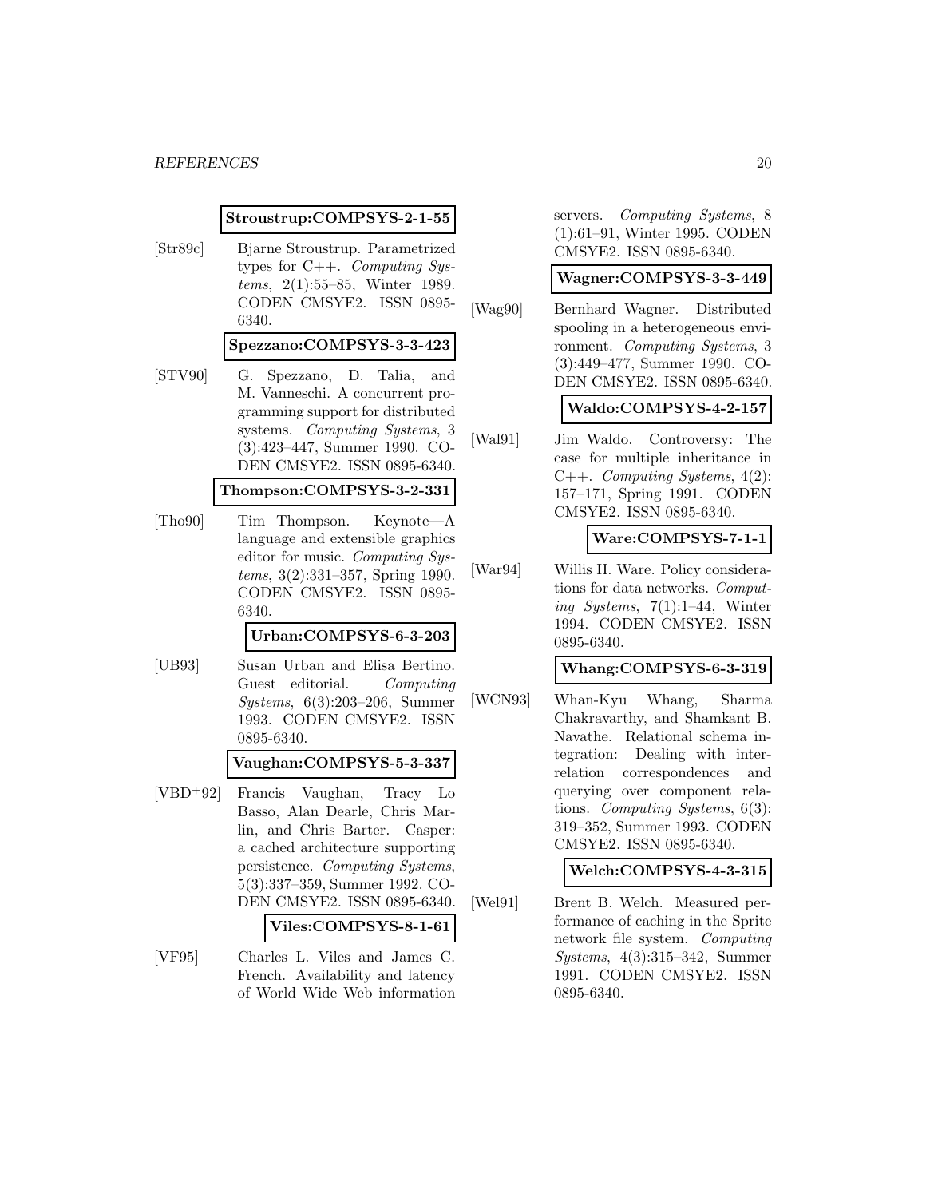**Stroustrup:COMPSYS-2-1-55**

[Str89c] Bjarne Stroustrup. Parametrized types for C++. *Computing Systems*, 2(1):55–85, Winter 1989. CODEN CMSYE2. ISSN 0895-6340.

**Spezzano:COMPSYS-3-3-423**

[STV90] G. Spezzano, D. Talia, and M. Vanneschi. A concurrent programming support for distributed systems. *Computing Systems*, 3 (3):423–447, Summer 1990. CODEN CMSYE2. ISSN 0895-6340.

**Thompson:COMPSYS-3-2-331**

[Tho90] Tim Thompson. Keynote—A language and extensible graphics editor for music. *Computing Systems*, 3(2):331–357, Spring 1990. CODEN CMSYE2. ISSN 0895-6340.

**Urban:COMPSYS-6-3-203**

[UB93] Susan Urban and Elisa Bertino. Guest editorial. *Computing Systems*, 6(3):203–206, Summer 1993. CODEN CMSYE2. ISSN 0895-6340.

**Vaughan:COMPSYS-5-3-337**

[VBD+92] Francis Vaughan, Tracy Lo Basso, Alan Dearle, Chris Marlin, and Chris Barter. Casper: a cached architecture supporting persistence. *Computing Systems*, 5(3):337–359, Summer 1992. CODEN CMSYE2. ISSN 0895-6340.

**Viles:COMPSYS-8-1-61**

[VF95] Charles L. Viles and James C. French. Availability and latency of World Wide Web information servers. *Computing Systems*, 8 (1):61–91, Winter 1995. CODEN CMSYE2. ISSN 0895-6340.

**Wagner:COMPSYS-3-3-449**

[Wag90] Bernhard Wagner. Distributed spooling in a heterogeneous environment. *Computing Systems*, 3 (3):449–477, Summer 1990. CODEN CMSYE2. ISSN 0895-6340.

**Waldo:COMPSYS-4-2-157**

[Wal91] Jim Waldo. Controversy: The case for multiple inheritance in C++. *Computing Systems*, 4(2): 157–171, Spring 1991. CODEN CMSYE2. ISSN 0895-6340.

**Ware:COMPSYS-7-1-1**

[War94] Willis H. Ware. Policy considerations for data networks. *Computing Systems*, 7(1):1–44, Winter 1994. CODEN CMSYE2. ISSN 0895-6340.

**Whang:COMPSYS-6-3-319**

[WCN93] Whan-Kyu Whang, Sharma Chakravarthy, and Shamkant B. Navathe. Relational schema integration: Dealing with interrelation correspondences and querying over component relations. *Computing Systems*, 6(3): 319–352, Summer 1993. CODEN CMSYE2. ISSN 0895-6340.

**Welch:COMPSYS-4-3-315**

[Wel91] Brent B. Welch. Measured performance of caching in the Sprite network file system. *Computing Systems*, 4(3):315–342, Summer 1991. CODEN CMSYE2. ISSN 0895-6340.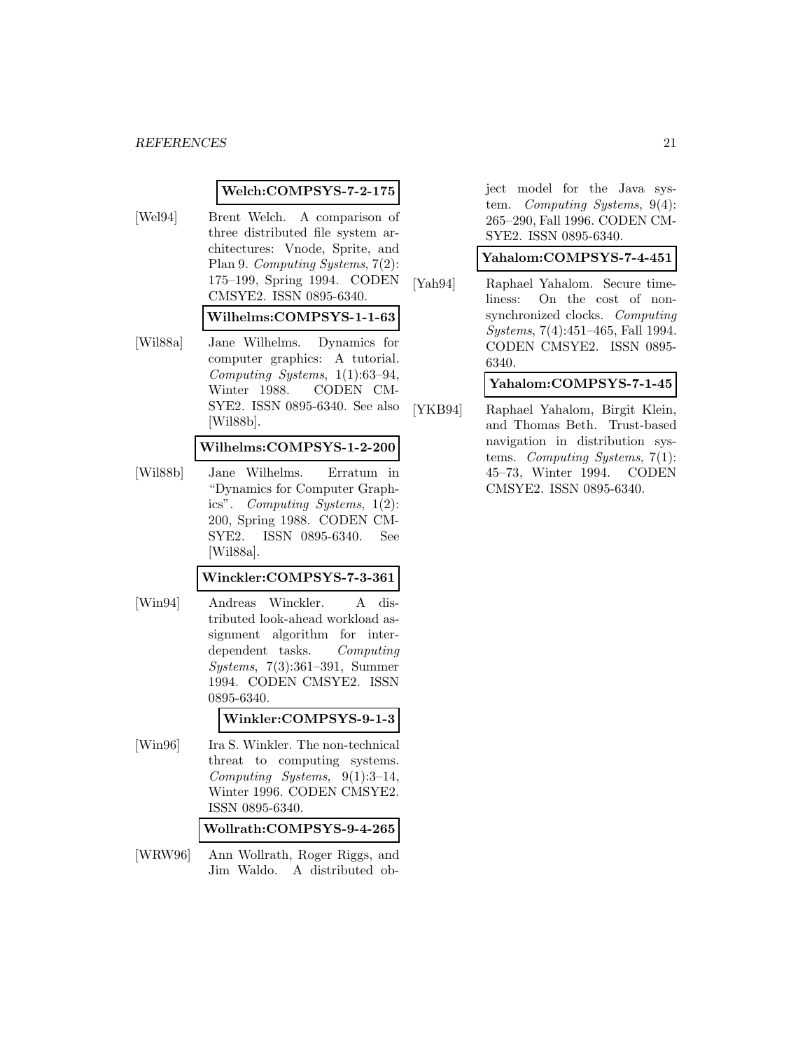**Welch:COMPSYS-7-2-175**

[Wel94] Brent Welch. A comparison of three distributed file system architectures: Vnode, Sprite, and Plan 9. *Computing Systems*, 7(2): 175–199, Spring 1994. CODEN CMSYE2. ISSN 0895-6340.

**Wilhelms:COMPSYS-1-1-63**

[Wil88a] Jane Wilhelms. Dynamics for computer graphics: A tutorial. *Computing Systems*, 1(1):63–94, Winter 1988. CODEN CMSYE2. ISSN 0895-6340. See also [Wil88b].

**Wilhelms:COMPSYS-1-2-200**

[Wil88b] Jane Wilhelms. Erratum in "Dynamics for Computer Graphics". *Computing Systems*, 1(2): 200, Spring 1988. CODEN CMSYE2. ISSN 0895-6340. See [Wil88a].

**Winckler:COMPSYS-7-3-361**

[Win94] Andreas Winckler. A distributed look-ahead workload assignment algorithm for interdependent tasks. *Computing Systems*, 7(3):361–391, Summer 1994. CODEN CMSYE2. ISSN 0895-6340.

**Winkler:COMPSYS-9-1-3**

[Win96] Ira S. Winkler. The non-technical threat to computing systems. *Computing Systems*, 9(1):3–14, Winter 1996. CODEN CMSYE2. ISSN 0895-6340.

**Wollrath:COMPSYS-9-4-265**

[WRW96] Ann Wollrath, Roger Riggs, and Jim Waldo. A distributed object model for the Java system. *Computing Systems*, 9(4): 265–290, Fall 1996. CODEN CMSYE2. ISSN 0895-6340.

**Yahalom:COMPSYS-7-4-451**

[Yah94] Raphael Yahalom. Secure timeliness: On the cost of non-synchronized clocks. *Computing Systems*, 7(4):451–465, Fall 1994. CODEN CMSYE2. ISSN 0895-6340.

**Yahalom:COMPSYS-7-1-45**

[YKB94] Raphael Yahalom, Birgit Klein, and Thomas Beth. Trust-based navigation in distribution systems. *Computing Systems*, 7(1): 45–73, Winter 1994. CODEN CMSYE2. ISSN 0895-6340.